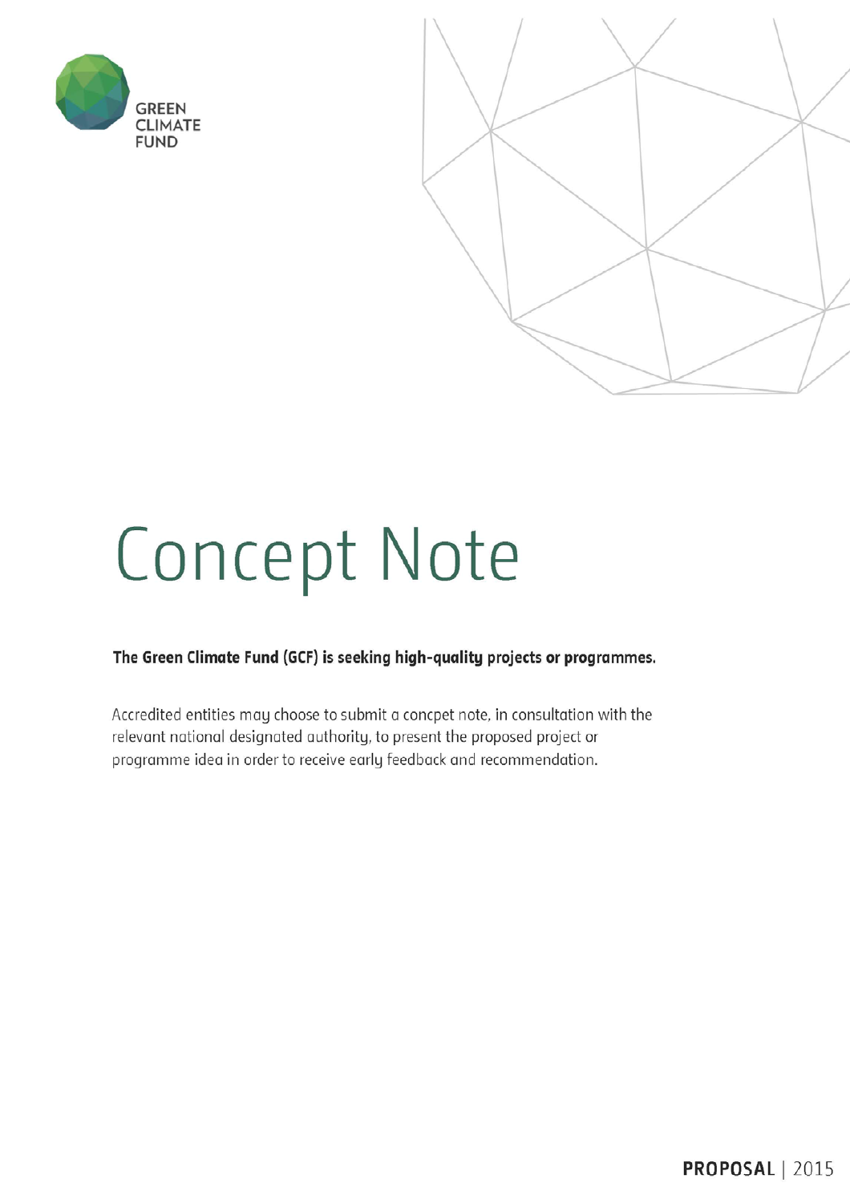GREEN CLIMATE FUND

# Concept Note

**The Green Climate Fund (GCF) is seeking high-quality projects or programmes.**

Accredited entities may choose to submit a concpet note, in consultation with the relevant national designated authority, to present the proposed project or programme idea in order to receive early feedback and recommendation.

**PROPOSAL** | 2015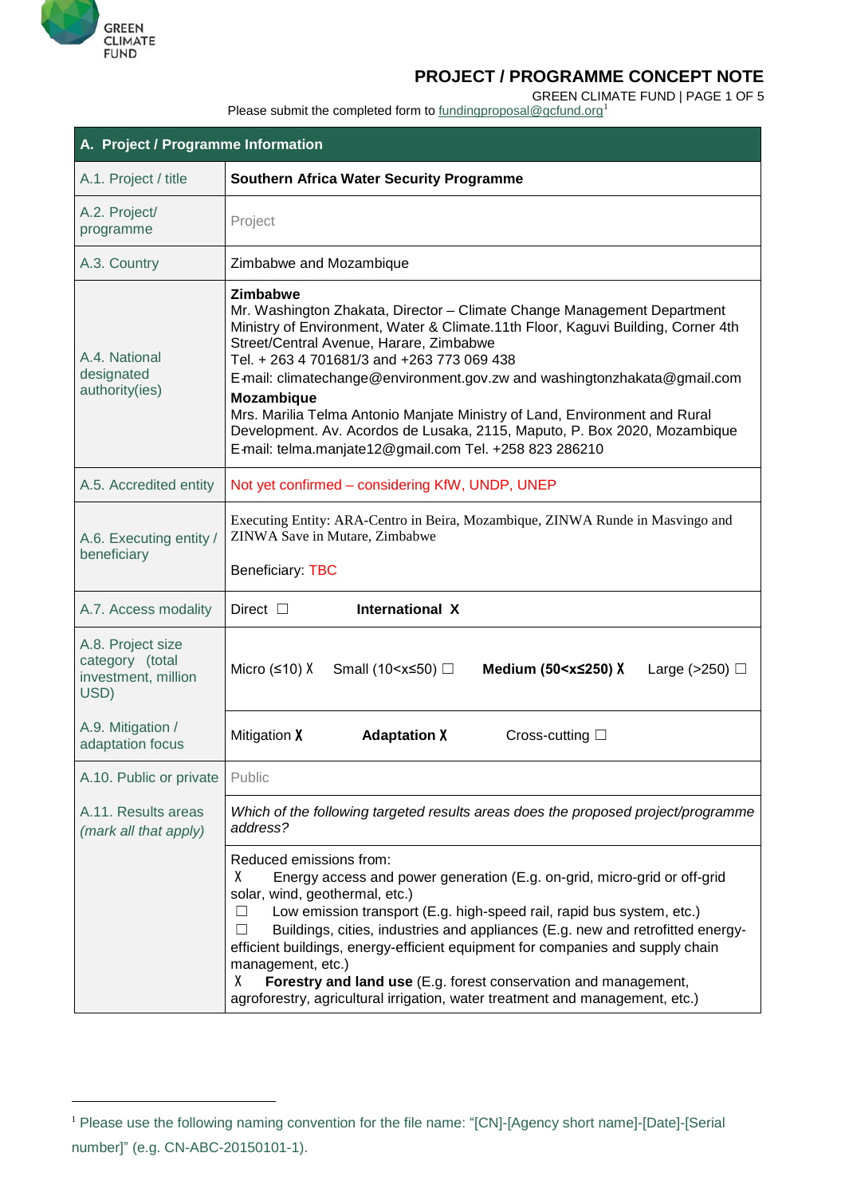# PROJECT / PROGRAMME CONCEPT NOTE

Please submit the completed form to fundingproposal@gcfund.org[1]

| A. Project / Programme Information | |
|---|---|
| A.1. Project / title | **Southern Africa Water Security Programme** |
| A.2. Project/ programme | Project |
| A.3. Country | Zimbabwe and Mozambique |
| A.4. National designated authority(ies) | **Zimbabwe**<br>Mr. Washington Zhakata, Director – Climate Change Management Department Ministry of Environment, Water & Climate.11th Floor, Kaguvi Building, Corner 4th Street/Central Avenue, Harare, Zimbabwe<br>Tel. + 263 4 701681/3 and +263 773 069 438<br>E-mail: climatechange@environment.gov.zw and washingtonzhakata@gmail.com<br>**Mozambique**<br>Mrs. Marilia Telma Antonio Manjate Ministry of Land, Environment and Rural Development. Av. Acordos de Lusaka, 2115, Maputo, P. Box 2020, Mozambique<br>E-mail: telma.manjate12@gmail.com Tel. +258 823 286210 |
| A.5. Accredited entity | Not yet confirmed – considering KfW, UNDP, UNEP |
| A.6. Executing entity / beneficiary | Executing Entity: ARA-Centro in Beira, Mozambique, ZINWA Runde in Masvingo and ZINWA Save in Mutare, Zimbabwe<br><br>Beneficiary: TBC |
| A.7. Access modality | Direct ☐ **International X** |
| A.8. Project size category (total investment, million USD) | Micro (≤10) X Small (10<x≤50) ☐ **Medium (50<x≤250) X** Large (>250) ☐ |
| A.9. Mitigation / adaptation focus | Mitigation X **Adaptation X** Cross-cutting ☐ |
| A.10. Public or private | Public |
| A.11. Results areas *(mark all that apply)* | *Which of the following targeted results areas does the proposed project/programme address?* |
| | Reduced emissions from:<br>X Energy access and power generation (E.g. on-grid, micro-grid or off-grid solar, wind, geothermal, etc.)<br>☐ Low emission transport (E.g. high-speed rail, rapid bus system, etc.)<br>☐ Buildings, cities, industries and appliances (E.g. new and retrofitted energy-efficient buildings, energy-efficient equipment for companies and supply chain management, etc.)<br>X **Forestry and land use** (E.g. forest conservation and management, agroforestry, agricultural irrigation, water treatment and management, etc.) |

[1] Please use the following naming convention for the file name: "[CN]-[Agency short name]-[Date]-[Serial number]" (e.g. CN-ABC-20150101-1).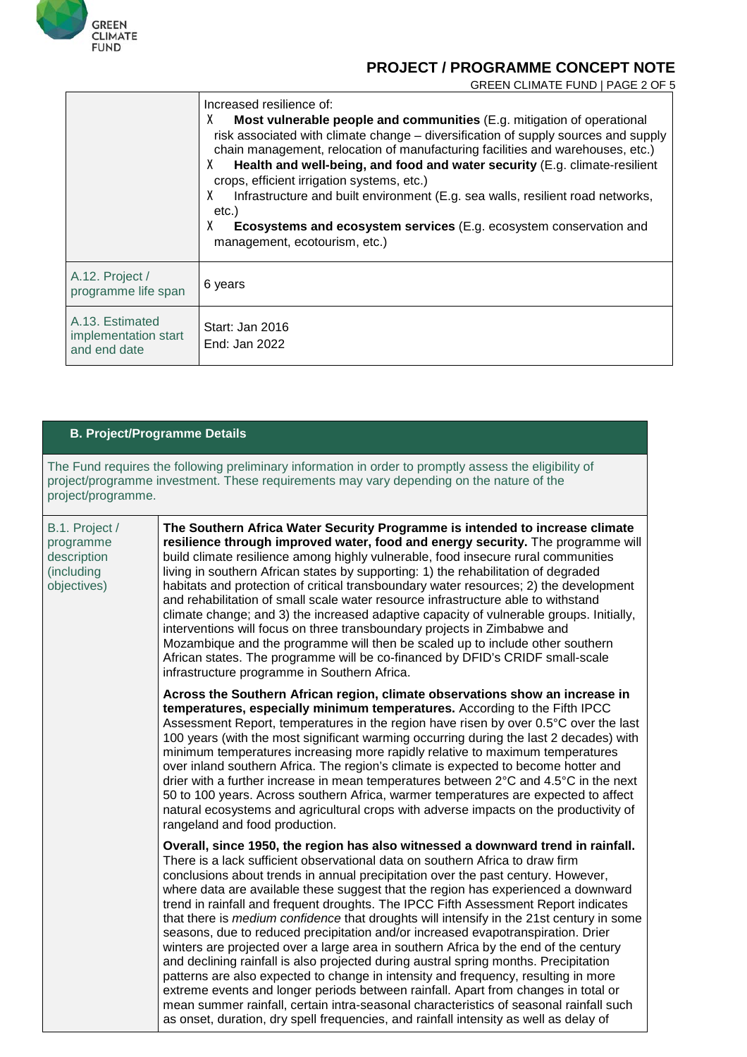| | Increased resilience of:<br>X **Most vulnerable people and communities** (E.g. mitigation of operational risk associated with climate change – diversification of supply sources and supply chain management, relocation of manufacturing facilities and warehouses, etc.)<br>X **Health and well-being, and food and water security** (E.g. climate-resilient crops, efficient irrigation systems, etc.)<br>X Infrastructure and built environment (E.g. sea walls, resilient road networks, etc.)<br>X **Ecosystems and ecosystem services** (E.g. ecosystem conservation and management, ecotourism, etc.) |
|---|---|
| A.12. Project / programme life span | 6 years |
| A.13. Estimated implementation start and end date | Start: Jan 2016<br>End: Jan 2022 |

## B. Project/Programme Details

The Fund requires the following preliminary information in order to promptly assess the eligibility of project/programme investment. These requirements may vary depending on the nature of the project/programme.

| B.1. Project / programme description (including objectives) | **The Southern Africa Water Security Programme is intended to increase climate resilience through improved water, food and energy security.** The programme will build climate resilience among highly vulnerable, food insecure rural communities living in southern African states by supporting: 1) the rehabilitation of degraded habitats and protection of critical transboundary water resources; 2) the development and rehabilitation of small scale water resource infrastructure able to withstand climate change; and 3) the increased adaptive capacity of vulnerable groups. Initially, interventions will focus on three transboundary projects in Zimbabwe and Mozambique and the programme will then be scaled up to include other southern African states. The programme will be co-financed by DFID's CRIDF small-scale infrastructure programme in Southern Africa.<br><br>**Across the Southern African region, climate observations show an increase in temperatures, especially minimum temperatures.** According to the Fifth IPCC Assessment Report, temperatures in the region have risen by over 0.5°C over the last 100 years (with the most significant warming occurring during the last 2 decades) with minimum temperatures increasing more rapidly relative to maximum temperatures over inland southern Africa. The region's climate is expected to become hotter and drier with a further increase in mean temperatures between 2°C and 4.5°C in the next 50 to 100 years. Across southern Africa, warmer temperatures are expected to affect natural ecosystems and agricultural crops with adverse impacts on the productivity of rangeland and food production.<br><br>**Overall, since 1950, the region has also witnessed a downward trend in rainfall.** There is a lack sufficient observational data on southern Africa to draw firm conclusions about trends in annual precipitation over the past century. However, where data are available these suggest that the region has experienced a downward trend in rainfall and frequent droughts. The IPCC Fifth Assessment Report indicates that there is *medium confidence* that droughts will intensify in the 21st century in some seasons, due to reduced precipitation and/or increased evapotranspiration. Drier winters are projected over a large area in southern Africa by the end of the century and declining rainfall is also projected during austral spring months. Precipitation patterns are also expected to change in intensity and frequency, resulting in more extreme events and longer periods between rainfall. Apart from changes in total or mean summer rainfall, certain intra-seasonal characteristics of seasonal rainfall such as onset, duration, dry spell frequencies, and rainfall intensity as well as delay of |
|---|---|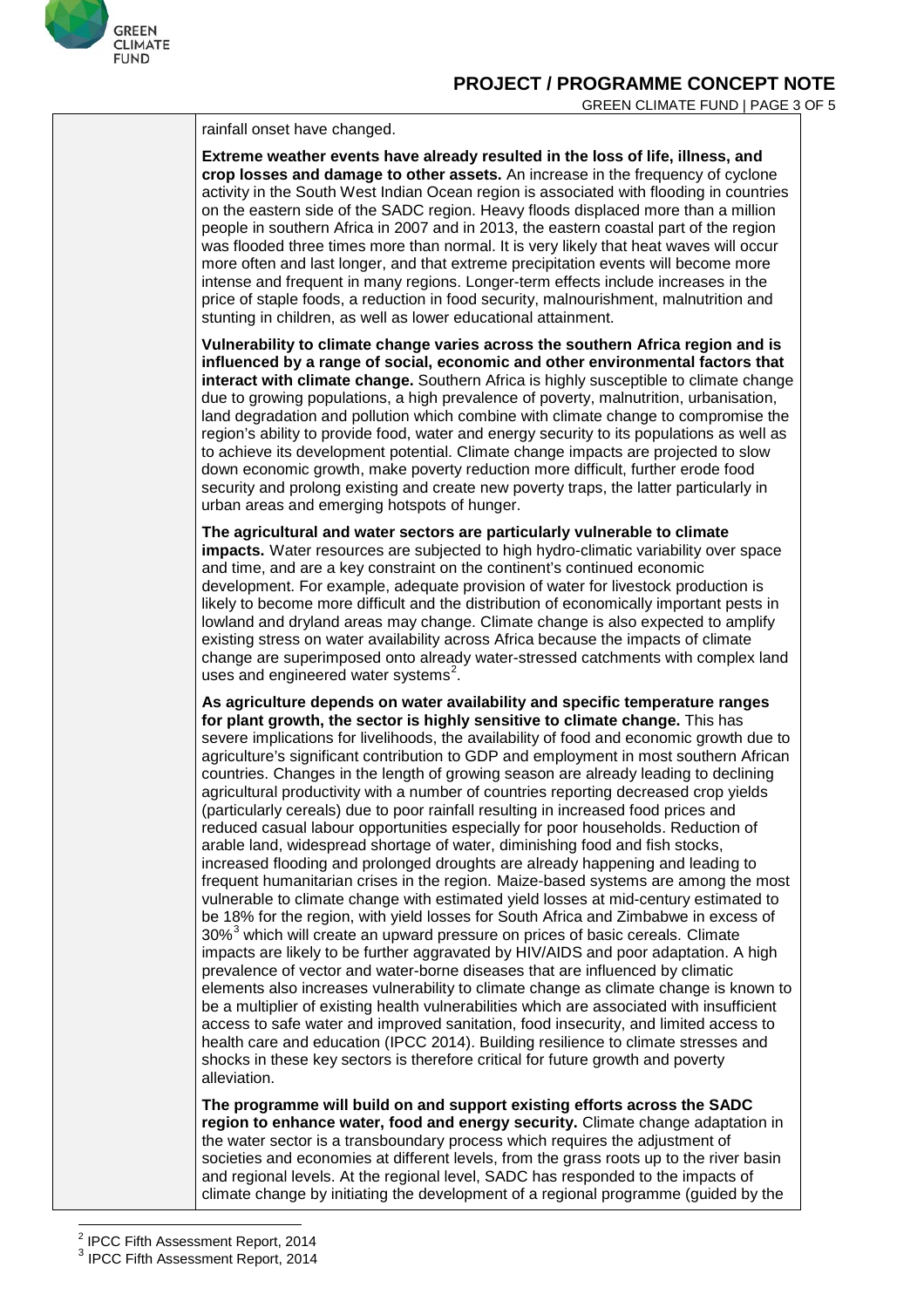rainfall onset have changed.

**Extreme weather events have already resulted in the loss of life, illness, and crop losses and damage to other assets.** An increase in the frequency of cyclone activity in the South West Indian Ocean region is associated with flooding in countries on the eastern side of the SADC region. Heavy floods displaced more than a million people in southern Africa in 2007 and in 2013, the eastern coastal part of the region was flooded three times more than normal. It is very likely that heat waves will occur more often and last longer, and that extreme precipitation events will become more intense and frequent in many regions. Longer-term effects include increases in the price of staple foods, a reduction in food security, malnourishment, malnutrition and stunting in children, as well as lower educational attainment.

**Vulnerability to climate change varies across the southern Africa region and is influenced by a range of social, economic and other environmental factors that interact with climate change.** Southern Africa is highly susceptible to climate change due to growing populations, a high prevalence of poverty, malnutrition, urbanisation, land degradation and pollution which combine with climate change to compromise the region's ability to provide food, water and energy security to its populations as well as to achieve its development potential. Climate change impacts are projected to slow down economic growth, make poverty reduction more difficult, further erode food security and prolong existing and create new poverty traps, the latter particularly in urban areas and emerging hotspots of hunger.

**The agricultural and water sectors are particularly vulnerable to climate impacts.** Water resources are subjected to high hydro-climatic variability over space and time, and are a key constraint on the continent's continued economic development. For example, adequate provision of water for livestock production is likely to become more difficult and the distribution of economically important pests in lowland and dryland areas may change. Climate change is also expected to amplify existing stress on water availability across Africa because the impacts of climate change are superimposed onto already water-stressed catchments with complex land uses and engineered water systems[2].

**As agriculture depends on water availability and specific temperature ranges for plant growth, the sector is highly sensitive to climate change.** This has severe implications for livelihoods, the availability of food and economic growth due to agriculture's significant contribution to GDP and employment in most southern African countries. Changes in the length of growing season are already leading to declining agricultural productivity with a number of countries reporting decreased crop yields (particularly cereals) due to poor rainfall resulting in increased food prices and reduced casual labour opportunities especially for poor households. Reduction of arable land, widespread shortage of water, diminishing food and fish stocks, increased flooding and prolonged droughts are already happening and leading to frequent humanitarian crises in the region. Maize-based systems are among the most vulnerable to climate change with estimated yield losses at mid-century estimated to be 18% for the region, with yield losses for South Africa and Zimbabwe in excess of 30%[3] which will create an upward pressure on prices of basic cereals. Climate impacts are likely to be further aggravated by HIV/AIDS and poor adaptation. A high prevalence of vector and water-borne diseases that are influenced by climatic elements also increases vulnerability to climate change as climate change is known to be a multiplier of existing health vulnerabilities which are associated with insufficient access to safe water and improved sanitation, food insecurity, and limited access to health care and education (IPCC 2014). Building resilience to climate stresses and shocks in these key sectors is therefore critical for future growth and poverty alleviation.

**The programme will build on and support existing efforts across the SADC region to enhance water, food and energy security.** Climate change adaptation in the water sector is a transboundary process which requires the adjustment of societies and economies at different levels, from the grass roots up to the river basin and regional levels. At the regional level, SADC has responded to the impacts of climate change by initiating the development of a regional programme (guided by the

[2] IPCC Fifth Assessment Report, 2014

[3] IPCC Fifth Assessment Report, 2014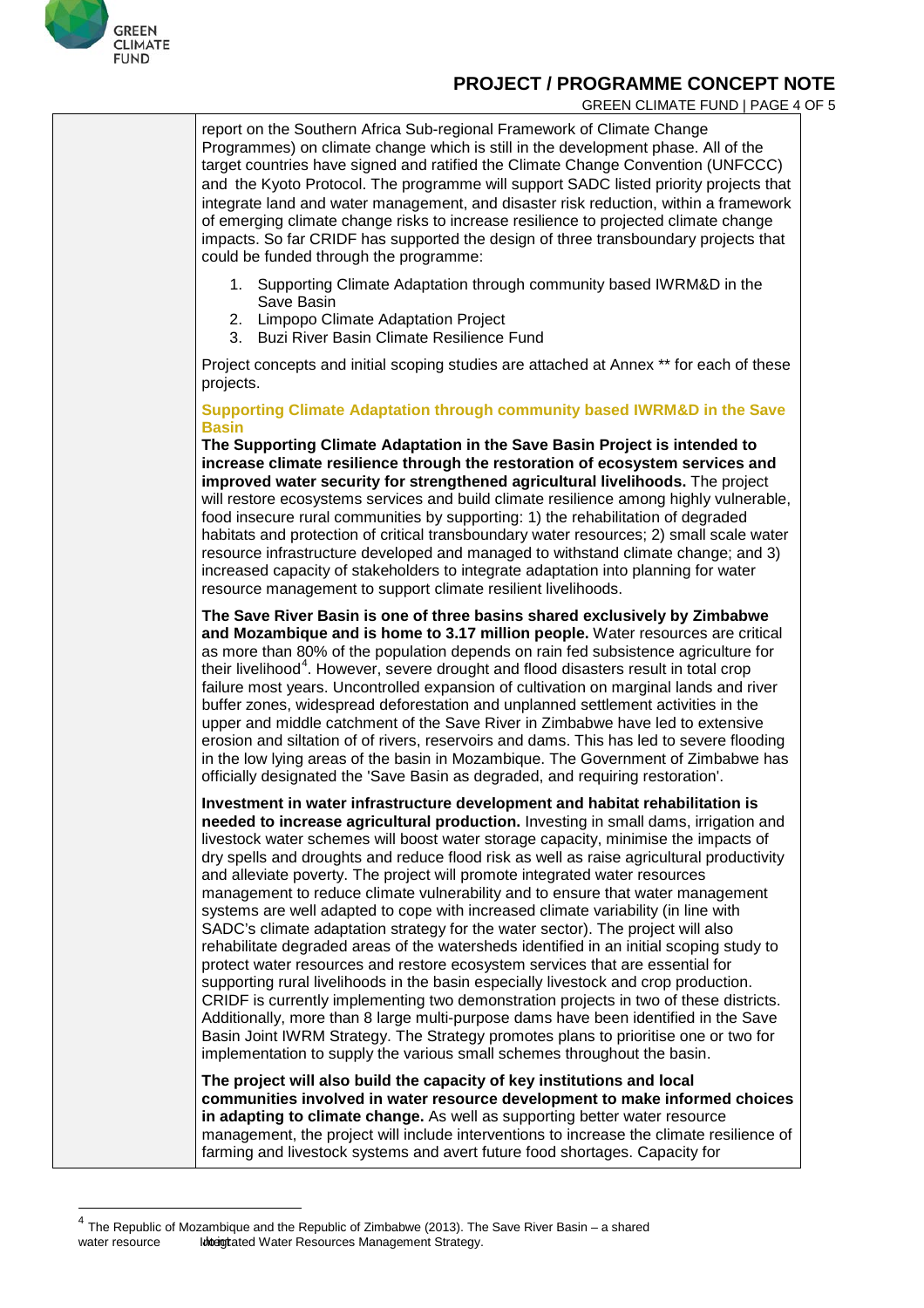report on the Southern Africa Sub-regional Framework of Climate Change Programmes) on climate change which is still in the development phase. All of the target countries have signed and ratified the Climate Change Convention (UNFCCC) and the Kyoto Protocol. The programme will support SADC listed priority projects that integrate land and water management, and disaster risk reduction, within a framework of emerging climate change risks to increase resilience to projected climate change impacts. So far CRIDF has supported the design of three transboundary projects that could be funded through the programme:

1. Supporting Climate Adaptation through community based IWRM&D in the Save Basin
2. Limpopo Climate Adaptation Project
3. Buzi River Basin Climate Resilience Fund

Project concepts and initial scoping studies are attached at Annex ** for each of these projects.

**Supporting Climate Adaptation through community based IWRM&D in the Save Basin**

**The Supporting Climate Adaptation in the Save Basin Project is intended to increase climate resilience through the restoration of ecosystem services and improved water security for strengthened agricultural livelihoods.** The project will restore ecosystems services and build climate resilience among highly vulnerable, food insecure rural communities by supporting: 1) the rehabilitation of degraded habitats and protection of critical transboundary water resources; 2) small scale water resource infrastructure developed and managed to withstand climate change; and 3) increased capacity of stakeholders to integrate adaptation into planning for water resource management to support climate resilient livelihoods.

**The Save River Basin is one of three basins shared exclusively by Zimbabwe and Mozambique and is home to 3.17 million people.** Water resources are critical as more than 80% of the population depends on rain fed subsistence agriculture for their livelihood[4]. However, severe drought and flood disasters result in total crop failure most years. Uncontrolled expansion of cultivation on marginal lands and river buffer zones, widespread deforestation and unplanned settlement activities in the upper and middle catchment of the Save River in Zimbabwe have led to extensive erosion and siltation of of rivers, reservoirs and dams. This has led to severe flooding in the low lying areas of the basin in Mozambique. The Government of Zimbabwe has officially designated the 'Save Basin as degraded, and requiring restoration'.

**Investment in water infrastructure development and habitat rehabilitation is needed to increase agricultural production.** Investing in small dams, irrigation and livestock water schemes will boost water storage capacity, minimise the impacts of dry spells and droughts and reduce flood risk as well as raise agricultural productivity and alleviate poverty. The project will promote integrated water resources management to reduce climate vulnerability and to ensure that water management systems are well adapted to cope with increased climate variability (in line with SADC's climate adaptation strategy for the water sector). The project will also rehabilitate degraded areas of the watersheds identified in an initial scoping study to protect water resources and restore ecosystem services that are essential for supporting rural livelihoods in the basin especially livestock and crop production. CRIDF is currently implementing two demonstration projects in two of these districts. Additionally, more than 8 large multi-purpose dams have been identified in the Save Basin Joint IWRM Strategy. The Strategy promotes plans to prioritise one or two for implementation to supply the various small schemes throughout the basin.

**The project will also build the capacity of key institutions and local communities involved in water resource development to make informed choices in adapting to climate change.** As well as supporting better water resource management, the project will include interventions to increase the climate resilience of farming and livestock systems and avert future food shortages. Capacity for

[4] The Republic of Mozambique and the Republic of Zimbabwe (2013). The Save River Basin – a shared water resource Integrated Water Resources Management Strategy.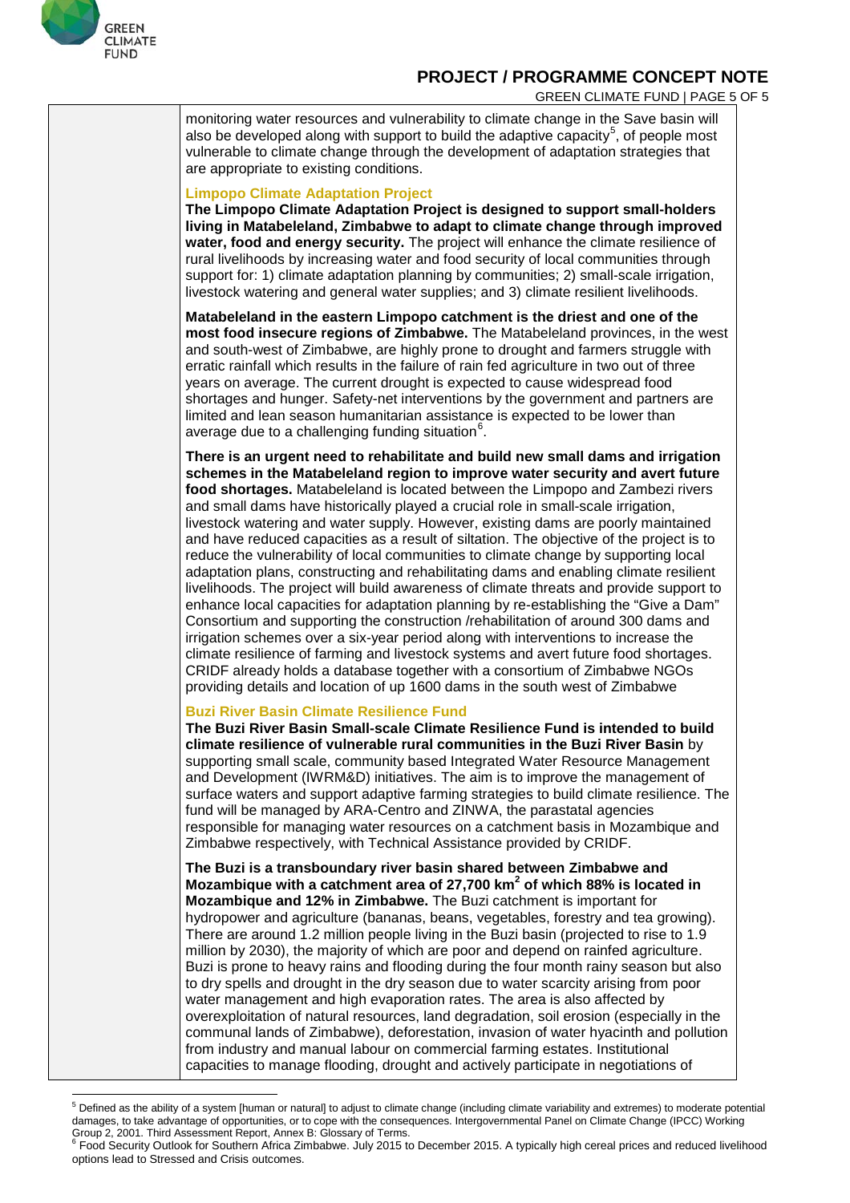monitoring water resources and vulnerability to climate change in the Save basin will also be developed along with support to build the adaptive capacity[5], of people most vulnerable to climate change through the development of adaptation strategies that are appropriate to existing conditions.

### Limpopo Climate Adaptation Project

**The Limpopo Climate Adaptation Project is designed to support small-holders living in Matabeleland, Zimbabwe to adapt to climate change through improved water, food and energy security.** The project will enhance the climate resilience of rural livelihoods by increasing water and food security of local communities through support for: 1) climate adaptation planning by communities; 2) small-scale irrigation, livestock watering and general water supplies; and 3) climate resilient livelihoods.

**Matabeleland in the eastern Limpopo catchment is the driest and one of the most food insecure regions of Zimbabwe.** The Matabeleland provinces, in the west and south-west of Zimbabwe, are highly prone to drought and farmers struggle with erratic rainfall which results in the failure of rain fed agriculture in two out of three years on average. The current drought is expected to cause widespread food shortages and hunger. Safety-net interventions by the government and partners are limited and lean season humanitarian assistance is expected to be lower than average due to a challenging funding situation[6].

**There is an urgent need to rehabilitate and build new small dams and irrigation schemes in the Matabeleland region to improve water security and avert future food shortages.** Matabeleland is located between the Limpopo and Zambezi rivers and small dams have historically played a crucial role in small-scale irrigation, livestock watering and water supply. However, existing dams are poorly maintained and have reduced capacities as a result of siltation. The objective of the project is to reduce the vulnerability of local communities to climate change by supporting local adaptation plans, constructing and rehabilitating dams and enabling climate resilient livelihoods. The project will build awareness of climate threats and provide support to enhance local capacities for adaptation planning by re-establishing the "Give a Dam" Consortium and supporting the construction /rehabilitation of around 300 dams and irrigation schemes over a six-year period along with interventions to increase the climate resilience of farming and livestock systems and avert future food shortages. CRIDF already holds a database together with a consortium of Zimbabwe NGOs providing details and location of up 1600 dams in the south west of Zimbabwe

### Buzi River Basin Climate Resilience Fund

**The Buzi River Basin Small-scale Climate Resilience Fund is intended to build climate resilience of vulnerable rural communities in the Buzi River Basin** by supporting small scale, community based Integrated Water Resource Management and Development (IWRM&D) initiatives. The aim is to improve the management of surface waters and support adaptive farming strategies to build climate resilience. The fund will be managed by ARA-Centro and ZINWA, the parastatal agencies responsible for managing water resources on a catchment basis in Mozambique and Zimbabwe respectively, with Technical Assistance provided by CRIDF.

**The Buzi is a transboundary river basin shared between Zimbabwe and Mozambique with a catchment area of 27,700 km$^2$ of which 88% is located in Mozambique and 12% in Zimbabwe.** The Buzi catchment is important for hydropower and agriculture (bananas, beans, vegetables, forestry and tea growing). There are around 1.2 million people living in the Buzi basin (projected to rise to 1.9 million by 2030), the majority of which are poor and depend on rainfed agriculture. Buzi is prone to heavy rains and flooding during the four month rainy season but also to dry spells and drought in the dry season due to water scarcity arising from poor water management and high evaporation rates. The area is also affected by overexploitation of natural resources, land degradation, soil erosion (especially in the communal lands of Zimbabwe), deforestation, invasion of water hyacinth and pollution from industry and manual labour on commercial farming estates. Institutional capacities to manage flooding, drought and actively participate in negotiations of

---

[5] Defined as the ability of a system [human or natural] to adjust to climate change (including climate variability and extremes) to moderate potential damages, to take advantage of opportunities, or to cope with the consequences. Intergovernmental Panel on Climate Change (IPCC) Working Group 2, 2001. Third Assessment Report, Annex B: Glossary of Terms.

[6] Food Security Outlook for Southern Africa Zimbabwe. July 2015 to December 2015. A typically high cereal prices and reduced livelihood options lead to Stressed and Crisis outcomes.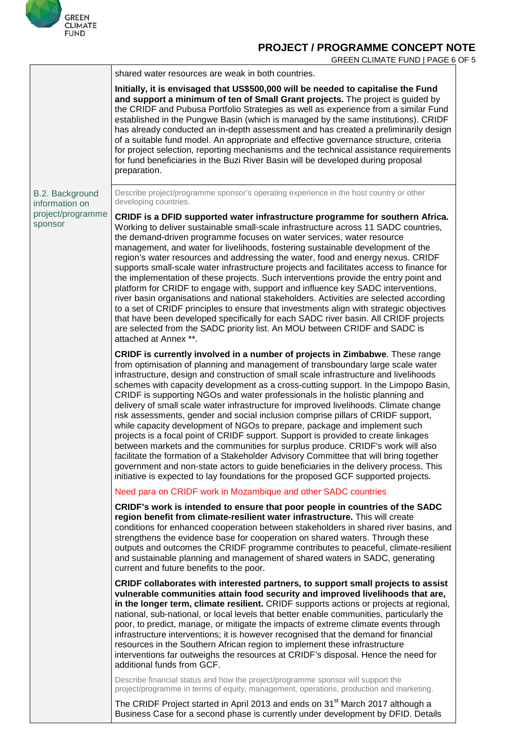| | |
|---|---|
| | shared water resources are weak in both countries.<br><br>**Initially, it is envisaged that US$500,000 will be needed to capitalise the Fund and support a minimum of ten of Small Grant projects.** The project is guided by the CRIDF and Pubusa Portfolio Strategies as well as experience from a similar Fund established in the Pungwe Basin (which is managed by the same institutions). CRIDF has already conducted an in-depth assessment and has created a preliminarily design of a suitable fund model. An appropriate and effective governance structure, criteria for project selection, reporting mechanisms and the technical assistance requirements for fund beneficiaries in the Buzi River Basin will be developed during proposal preparation. |
| B.2. Background information on project/programme sponsor | Describe project/programme sponsor's operating experience in the host country or other developing countries.<br><br>**CRIDF is a DFID supported water infrastructure programme for southern Africa.** Working to deliver sustainable small-scale infrastructure across 11 SADC countries, the demand-driven programme focuses on water services, water resource management, and water for livelihoods, fostering sustainable development of the region's water resources and addressing the water, food and energy nexus. CRIDF supports small-scale water infrastructure projects and facilitates access to finance for the implementation of these projects. Such interventions provide the entry point and platform for CRIDF to engage with, support and influence key SADC interventions, river basin organisations and national stakeholders. Activities are selected according to a set of CRIDF principles to ensure that investments align with strategic objectives that have been developed specifically for each SADC river basin. All CRIDF projects are selected from the SADC priority list. An MOU between CRIDF and SADC is attached at Annex **.<br><br>**CRIDF is currently involved in a number of projects in Zimbabwe**. These range from optimisation of planning and management of transboundary large scale water infrastructure, design and construction of small scale infrastructure and livelihoods schemes with capacity development as a cross-cutting support. In the Limpopo Basin, CRIDF is supporting NGOs and water professionals in the holistic planning and delivery of small scale water infrastructure for improved livelihoods. Climate change risk assessments, gender and social inclusion comprise pillars of CRIDF support, while capacity development of NGOs to prepare, package and implement such projects is a focal point of CRIDF support. Support is provided to create linkages between markets and the communities for surplus produce. CRIDF's work will also facilitate the formation of a Stakeholder Advisory Committee that will bring together government and non-state actors to guide beneficiaries in the delivery process. This initiative is expected to lay foundations for the proposed GCF supported projects.<br><br>Need para on CRIDF work in Mozambique and other SADC countries<br><br>**CRIDF's work is intended to ensure that poor people in countries of the SADC region benefit from climate-resilient water infrastructure.** This will create conditions for enhanced cooperation between stakeholders in shared river basins, and strengthens the evidence base for cooperation on shared waters. Through these outputs and outcomes the CRIDF programme contributes to peaceful, climate-resilient and sustainable planning and management of shared waters in SADC, generating current and future benefits to the poor.<br><br>**CRIDF collaborates with interested partners, to support small projects to assist vulnerable communities attain food security and improved livelihoods that are, in the longer term, climate resilient.** CRIDF supports actions or projects at regional, national, sub-national, or local levels that better enable communities, particularly the poor, to predict, manage, or mitigate the impacts of extreme climate events through infrastructure interventions; it is however recognised that the demand for financial resources in the Southern African region to implement these infrastructure interventions far outweighs the resources at CRIDF's disposal. Hence the need for additional funds from GCF.<br><br>Describe financial status and how the project/programme sponsor will support the project/programme in terms of equity, management, operations, production and marketing.<br><br>The CRIDF Project started in April 2013 and ends on 31st March 2017 although a Business Case for a second phase is currently under development by DFID. Details |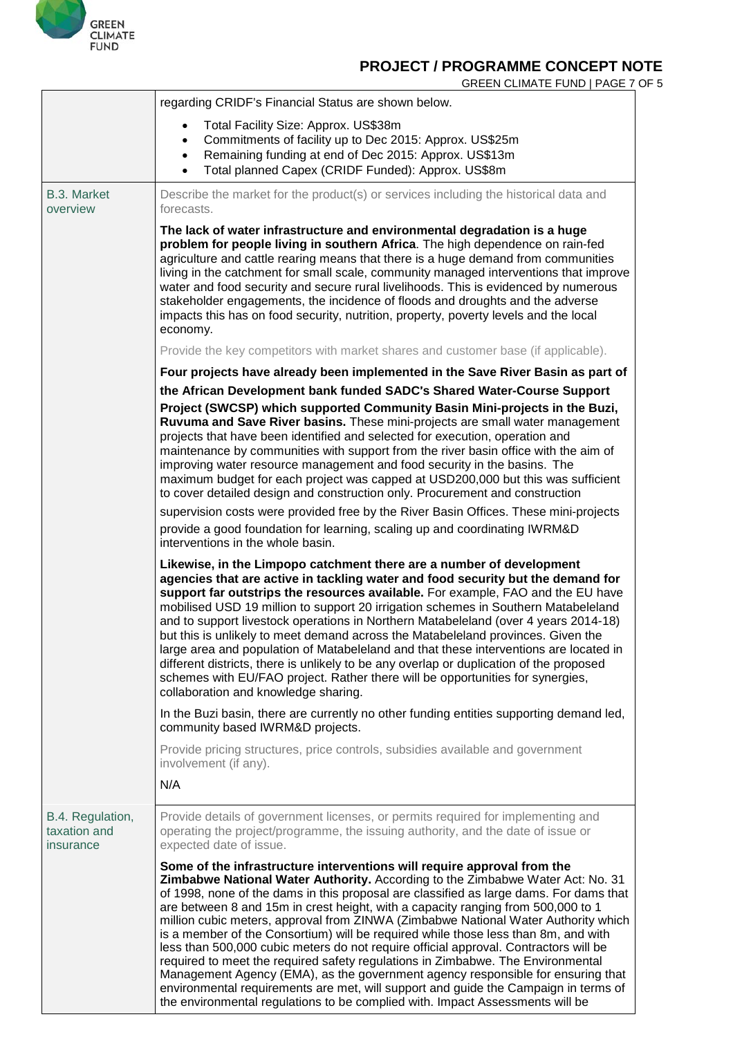| | |
|---|---|
| | regarding CRIDF's Financial Status are shown below.<br><ul><li>Total Facility Size: Approx. US$38m</li><li>Commitments of facility up to Dec 2015: Approx. US$25m</li><li>Remaining funding at end of Dec 2015: Approx. US$13m</li><li>Total planned Capex (CRIDF Funded): Approx. US$8m</li></ul> |
| B.3. Market overview | Describe the market for the product(s) or services including the historical data and forecasts.<br><br>**The lack of water infrastructure and environmental degradation is a huge problem for people living in southern Africa**. The high dependence on rain-fed agriculture and cattle rearing means that there is a huge demand from communities living in the catchment for small scale, community managed interventions that improve water and food security and secure rural livelihoods. This is evidenced by numerous stakeholder engagements, the incidence of floods and droughts and the adverse impacts this has on food security, nutrition, property, poverty levels and the local economy.<br><br>Provide the key competitors with market shares and customer base (if applicable).<br><br>**Four projects have already been implemented in the Save River Basin as part of the African Development bank funded SADC's Shared Water-Course Support Project (SWCSP) which supported Community Basin Mini-projects in the Buzi, Ruvuma and Save River basins.** These mini-projects are small water management projects that have been identified and selected for execution, operation and maintenance by communities with support from the river basin office with the aim of improving water resource management and food security in the basins. The maximum budget for each project was capped at USD200,000 but this was sufficient to cover detailed design and construction only. Procurement and construction supervision costs were provided free by the River Basin Offices. These mini-projects provide a good foundation for learning, scaling up and coordinating IWRM&D interventions in the whole basin.<br><br>**Likewise, in the Limpopo catchment there are a number of development agencies that are active in tackling water and food security but the demand for support far outstrips the resources available.** For example, FAO and the EU have mobilised USD 19 million to support 20 irrigation schemes in Southern Matabeleland and to support livestock operations in Northern Matabeleland (over 4 years 2014-18) but this is unlikely to meet demand across the Matabeleland provinces. Given the large area and population of Matabeleland and that these interventions are located in different districts, there is unlikely to be any overlap or duplication of the proposed schemes with EU/FAO project. Rather there will be opportunities for synergies, collaboration and knowledge sharing.<br><br>In the Buzi basin, there are currently no other funding entities supporting demand led, community based IWRM&D projects.<br><br>Provide pricing structures, price controls, subsidies available and government involvement (if any).<br><br>N/A |
| B.4. Regulation, taxation and insurance | Provide details of government licenses, or permits required for implementing and operating the project/programme, the issuing authority, and the date of issue or expected date of issue.<br><br>**Some of the infrastructure interventions will require approval from the Zimbabwe National Water Authority.** According to the Zimbabwe Water Act: No. 31 of 1998, none of the dams in this proposal are classified as large dams. For dams that are between 8 and 15m in crest height, with a capacity ranging from 500,000 to 1 million cubic meters, approval from ZINWA (Zimbabwe National Water Authority which is a member of the Consortium) will be required while those less than 8m, and with less than 500,000 cubic meters do not require official approval. Contractors will be required to meet the required safety regulations in Zimbabwe. The Environmental Management Agency (EMA), as the government agency responsible for ensuring that environmental requirements are met, will support and guide the Campaign in terms of the environmental regulations to be complied with. Impact Assessments will be |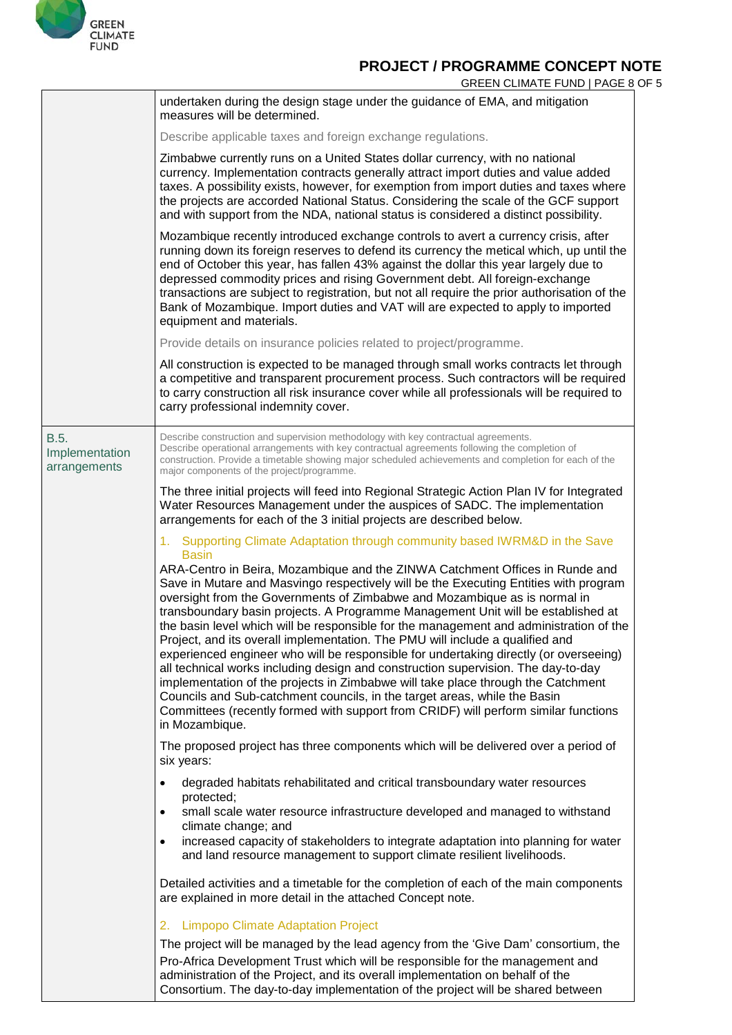| | |
|---|---|
| | undertaken during the design stage under the guidance of EMA, and mitigation measures will be determined.<br><br>Describe applicable taxes and foreign exchange regulations.<br><br>Zimbabwe currently runs on a United States dollar currency, with no national currency. Implementation contracts generally attract import duties and value added taxes. A possibility exists, however, for exemption from import duties and taxes where the projects are accorded National Status. Considering the scale of the GCF support and with support from the NDA, national status is considered a distinct possibility.<br><br>Mozambique recently introduced exchange controls to avert a currency crisis, after running down its foreign reserves to defend its currency the metical which, up until the end of October this year, has fallen 43% against the dollar this year largely due to depressed commodity prices and rising Government debt. All foreign-exchange transactions are subject to registration, but not all require the prior authorisation of the Bank of Mozambique. Import duties and VAT will are expected to apply to imported equipment and materials.<br><br>Provide details on insurance policies related to project/programme.<br><br>All construction is expected to be managed through small works contracts let through a competitive and transparent procurement process. Such contractors will be required to carry construction all risk insurance cover while all professionals will be required to carry professional indemnity cover. |
| B.5. Implementation arrangements | Describe construction and supervision methodology with key contractual agreements. Describe operational arrangements with key contractual agreements following the completion of construction. Provide a timetable showing major scheduled achievements and completion for each of the major components of the project/programme.<br><br>The three initial projects will feed into Regional Strategic Action Plan IV for Integrated Water Resources Management under the auspices of SADC. The implementation arrangements for each of the 3 initial projects are described below.<br><br>1. Supporting Climate Adaptation through community based IWRM&D in the Save Basin<br><br>ARA-Centro in Beira, Mozambique and the ZINWA Catchment Offices in Runde and Save in Mutare and Masvingo respectively will be the Executing Entities with program oversight from the Governments of Zimbabwe and Mozambique as is normal in transboundary basin projects. A Programme Management Unit will be established at the basin level which will be responsible for the management and administration of the Project, and its overall implementation. The PMU will include a qualified and experienced engineer who will be responsible for undertaking directly (or overseeing) all technical works including design and construction supervision. The day-to-day implementation of the projects in Zimbabwe will take place through the Catchment Councils and Sub-catchment councils, in the target areas, while the Basin Committees (recently formed with support from CRIDF) will perform similar functions in Mozambique.<br><br>The proposed project has three components which will be delivered over a period of six years:<br><br>• degraded habitats rehabilitated and critical transboundary water resources protected;<br>• small scale water resource infrastructure developed and managed to withstand climate change; and<br>• increased capacity of stakeholders to integrate adaptation into planning for water and land resource management to support climate resilient livelihoods.<br><br>Detailed activities and a timetable for the completion of each of the main components are explained in more detail in the attached Concept note.<br><br>2. Limpopo Climate Adaptation Project<br><br>The project will be managed by the lead agency from the 'Give Dam' consortium, the Pro-Africa Development Trust which will be responsible for the management and administration of the Project, and its overall implementation on behalf of the Consortium. The day-to-day implementation of the project will be shared between |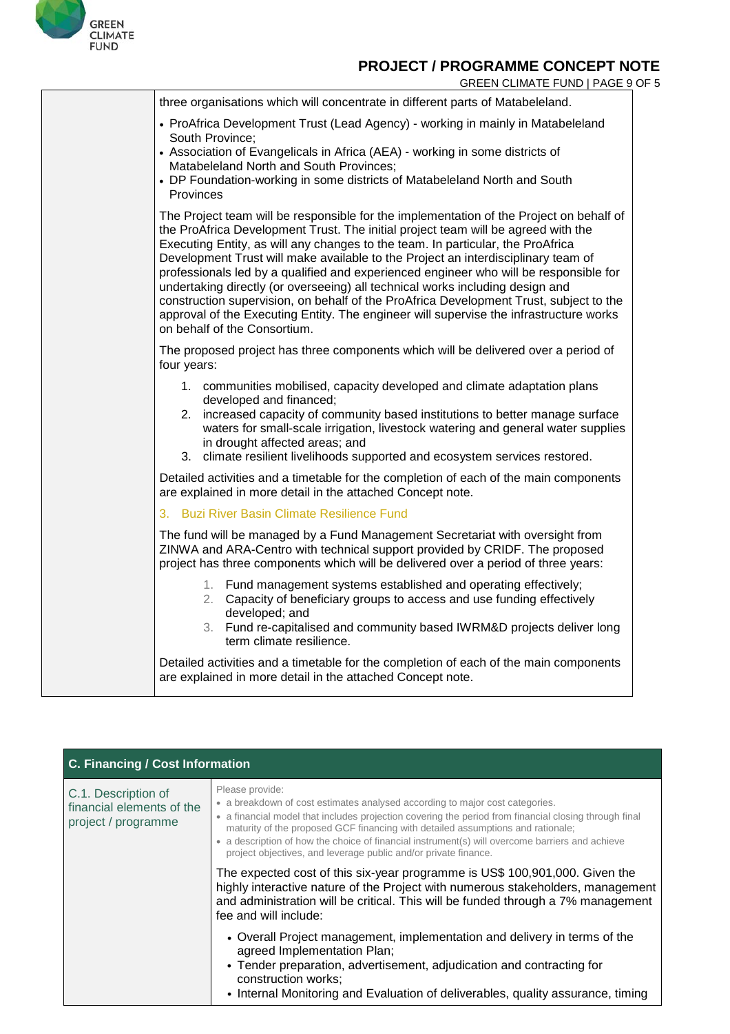three organisations which will concentrate in different parts of Matabeleland.

- ProAfrica Development Trust (Lead Agency) - working in mainly in Matabeleland South Province;
- Association of Evangelicals in Africa (AEA) - working in some districts of Matabeleland North and South Provinces;
- DP Foundation-working in some districts of Matabeleland North and South Provinces

The Project team will be responsible for the implementation of the Project on behalf of the ProAfrica Development Trust. The initial project team will be agreed with the Executing Entity, as will any changes to the team. In particular, the ProAfrica Development Trust will make available to the Project an interdisciplinary team of professionals led by a qualified and experienced engineer who will be responsible for undertaking directly (or overseeing) all technical works including design and construction supervision, on behalf of the ProAfrica Development Trust, subject to the approval of the Executing Entity. The engineer will supervise the infrastructure works on behalf of the Consortium.

The proposed project has three components which will be delivered over a period of four years:

1. communities mobilised, capacity developed and climate adaptation plans developed and financed;
2. increased capacity of community based institutions to better manage surface waters for small-scale irrigation, livestock watering and general water supplies in drought affected areas; and
3. climate resilient livelihoods supported and ecosystem services restored.

Detailed activities and a timetable for the completion of each of the main components are explained in more detail in the attached Concept note.

3. Buzi River Basin Climate Resilience Fund

The fund will be managed by a Fund Management Secretariat with oversight from ZINWA and ARA-Centro with technical support provided by CRIDF. The proposed project has three components which will be delivered over a period of three years:

1. Fund management systems established and operating effectively;
2. Capacity of beneficiary groups to access and use funding effectively developed; and
3. Fund re-capitalised and community based IWRM&D projects deliver long term climate resilience.

Detailed activities and a timetable for the completion of each of the main components are explained in more detail in the attached Concept note.

## C. Financing / Cost Information

**C.1. Description of financial elements of the project / programme**

Please provide:
- a breakdown of cost estimates analysed according to major cost categories.
- a financial model that includes projection covering the period from financial closing through final maturity of the proposed GCF financing with detailed assumptions and rationale;
- a description of how the choice of financial instrument(s) will overcome barriers and achieve project objectives, and leverage public and/or private finance.

The expected cost of this six-year programme is US$ 100,901,000. Given the highly interactive nature of the Project with numerous stakeholders, management and administration will be critical. This will be funded through a 7% management fee and will include:

- Overall Project management, implementation and delivery in terms of the agreed Implementation Plan;
- Tender preparation, advertisement, adjudication and contracting for construction works;
- Internal Monitoring and Evaluation of deliverables, quality assurance, timing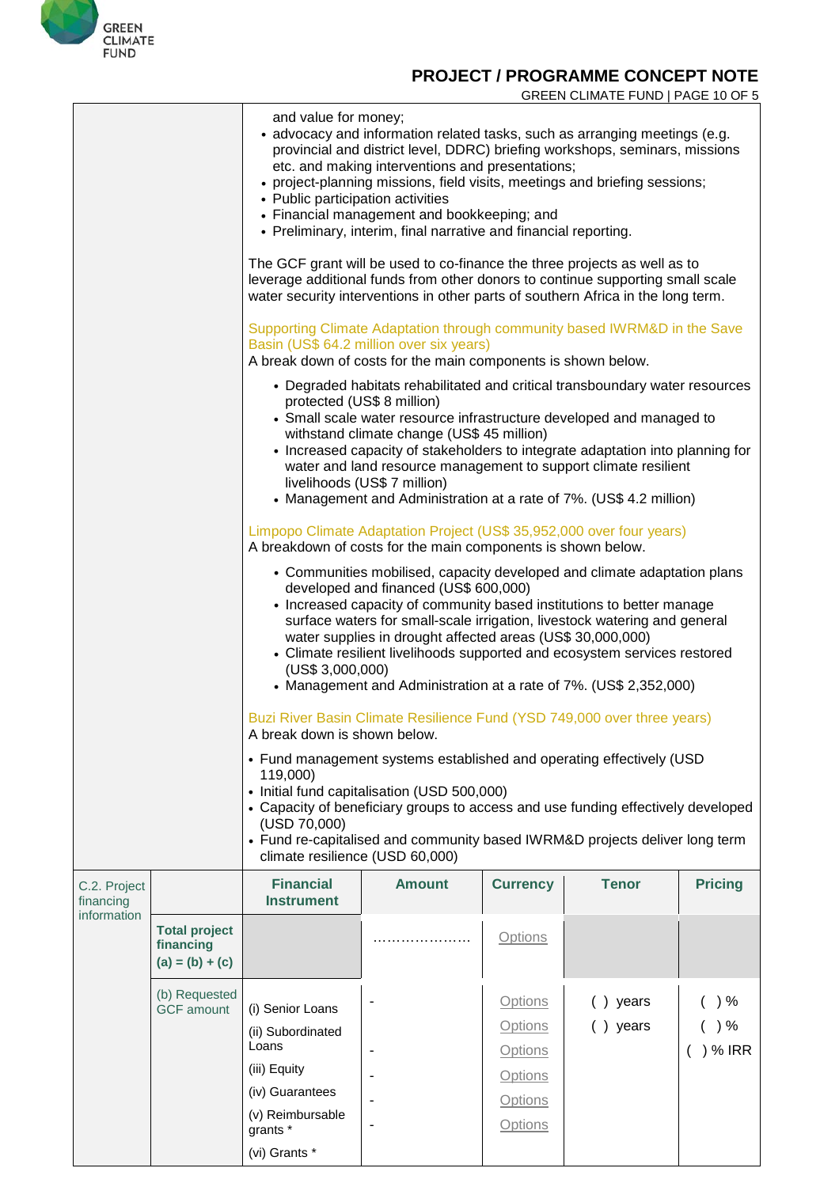and value for money;

- advocacy and information related tasks, such as arranging meetings (e.g. provincial and district level, DDRC) briefing workshops, seminars, missions etc. and making interventions and presentations;
- project-planning missions, field visits, meetings and briefing sessions;
- Public participation activities
- Financial management and bookkeeping; and
- Preliminary, interim, final narrative and financial reporting.

The GCF grant will be used to co-finance the three projects as well as to leverage additional funds from other donors to continue supporting small scale water security interventions in other parts of southern Africa in the long term.

Supporting Climate Adaptation through community based IWRM&D in the Save Basin (US$ 64.2 million over six years)

A break down of costs for the main components is shown below.

- Degraded habitats rehabilitated and critical transboundary water resources protected (US$ 8 million)
- Small scale water resource infrastructure developed and managed to withstand climate change (US$ 45 million)
- Increased capacity of stakeholders to integrate adaptation into planning for water and land resource management to support climate resilient livelihoods (US$ 7 million)
- Management and Administration at a rate of 7%. (US$ 4.2 million)

Limpopo Climate Adaptation Project (US$ 35,952,000 over four years)

A breakdown of costs for the main components is shown below.

- Communities mobilised, capacity developed and climate adaptation plans developed and financed (US$ 600,000)
- Increased capacity of community based institutions to better manage surface waters for small-scale irrigation, livestock watering and general water supplies in drought affected areas (US$ 30,000,000)
- Climate resilient livelihoods supported and ecosystem services restored (US$ 3,000,000)
- Management and Administration at a rate of 7%. (US$ 2,352,000)

Buzi River Basin Climate Resilience Fund (YSD 749,000 over three years)

A break down is shown below.

- Fund management systems established and operating effectively (USD 119,000)
- Initial fund capitalisation (USD 500,000)
- Capacity of beneficiary groups to access and use funding effectively developed (USD 70,000)
- Fund re-capitalised and community based IWRM&D projects deliver long term climate resilience (USD 60,000)

| C.2. Project financing information | | Financial Instrument | Amount | Currency | Tenor | Pricing |
|---|---|---|---|---|---|---|
| | Total project financing (a) = (b) + (c) | | ………………… | Options | | |
| | (b) Requested GCF amount | (i) Senior Loans | - | Options | ( ) years | ( ) % |
| | | (ii) Subordinated Loans | - | Options | ( ) years | ( ) % |
| | | (iii) Equity | - | Options | | ( ) % IRR |
| | | (iv) Guarantees | - | Options | | |
| | | (v) Reimbursable grants * | - | Options | | |
| | | (vi) Grants * | | Options | | |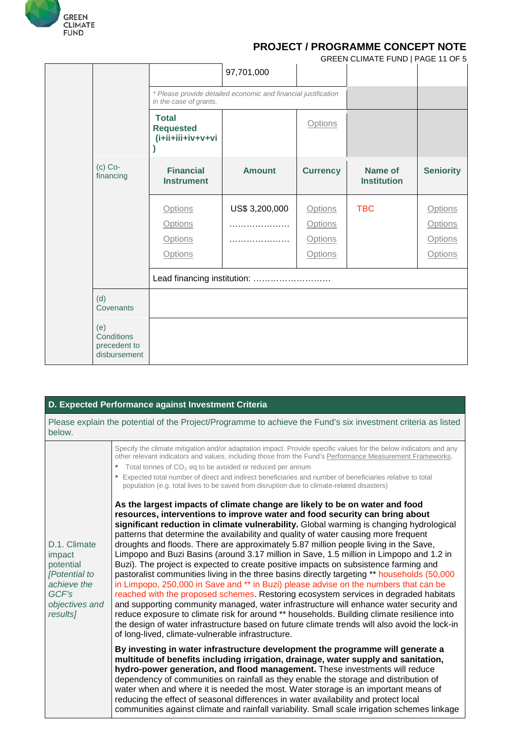| | | | | | | |
|---|---|---|---|---|---|---|
| | | | 97,701,000 | | | |
| | | * Please provide detailed economic and financial justification in the case of grants. | | | | |
| | | **Total Requested (i+ii+iii+iv+v+vi)** | | Options | | |
| | (c) Co-financing | **Financial Instrument** | **Amount** | **Currency** | **Name of Institution** | **Seniority** |
| | | Options<br>Options<br>Options<br>Options | US$ 3,200,000<br>…………………<br>………………… | Options<br>Options<br>Options<br>Options | TBC | Options<br>Options<br>Options<br>Options |
| | | Lead financing institution: ……………………… | | | | |
| | (d) Covenants | | | | | |
| | (e) Conditions precedent to disbursement | | | | | |

| D. Expected Performance against Investment Criteria | |
|---|---|
| Please explain the potential of the Project/Programme to achieve the Fund's six investment criteria as listed below. | |
| D.1. Climate impact potential *[Potential to achieve the GCF's objectives and results]* | Specify the climate mitigation and/or adaptation impact. Provide specific values for the below indicators and any other relevant indicators and values, including those from the Fund's Performance Measurement Frameworks.<br>• Total tonnes of $CO_2$ eq to be avoided or reduced per annum<br>• Expected total number of direct and indirect beneficiaries and number of beneficiaries relative to total population (e.g. total lives to be saved from disruption due to climate-related disasters)<br><br>**As the largest impacts of climate change are likely to be on water and food resources, interventions to improve water and food security can bring about significant reduction in climate vulnerability.** Global warming is changing hydrological patterns that determine the availability and quality of water causing more frequent droughts and floods. There are approximately 5.87 million people living in the Save, Limpopo and Buzi Basins (around 3.17 million in Save, 1.5 million in Limpopo and 1.2 in Buzi). The project is expected to create positive impacts on subsistence farming and pastoralist communities living in the three basins directly targeting ** households (50,000 in Limpopo, 250,000 in Save and ** in Buzi) please advise on the numbers that can be reached with the proposed schemes. Restoring ecosystem services in degraded habitats and supporting community managed, water infrastructure will enhance water security and reduce exposure to climate risk for around ** households. Building climate resilience into the design of water infrastructure based on future climate trends will also avoid the lock-in of long-lived, climate-vulnerable infrastructure.<br><br>**By investing in water infrastructure development the programme will generate a multitude of benefits including irrigation, drainage, water supply and sanitation, hydro-power generation, and flood management.** These investments will reduce dependency of communities on rainfall as they enable the storage and distribution of water when and where it is needed the most. Water storage is an important means of reducing the effect of seasonal differences in water availability and protect local communities against climate and rainfall variability. Small scale irrigation schemes linkage |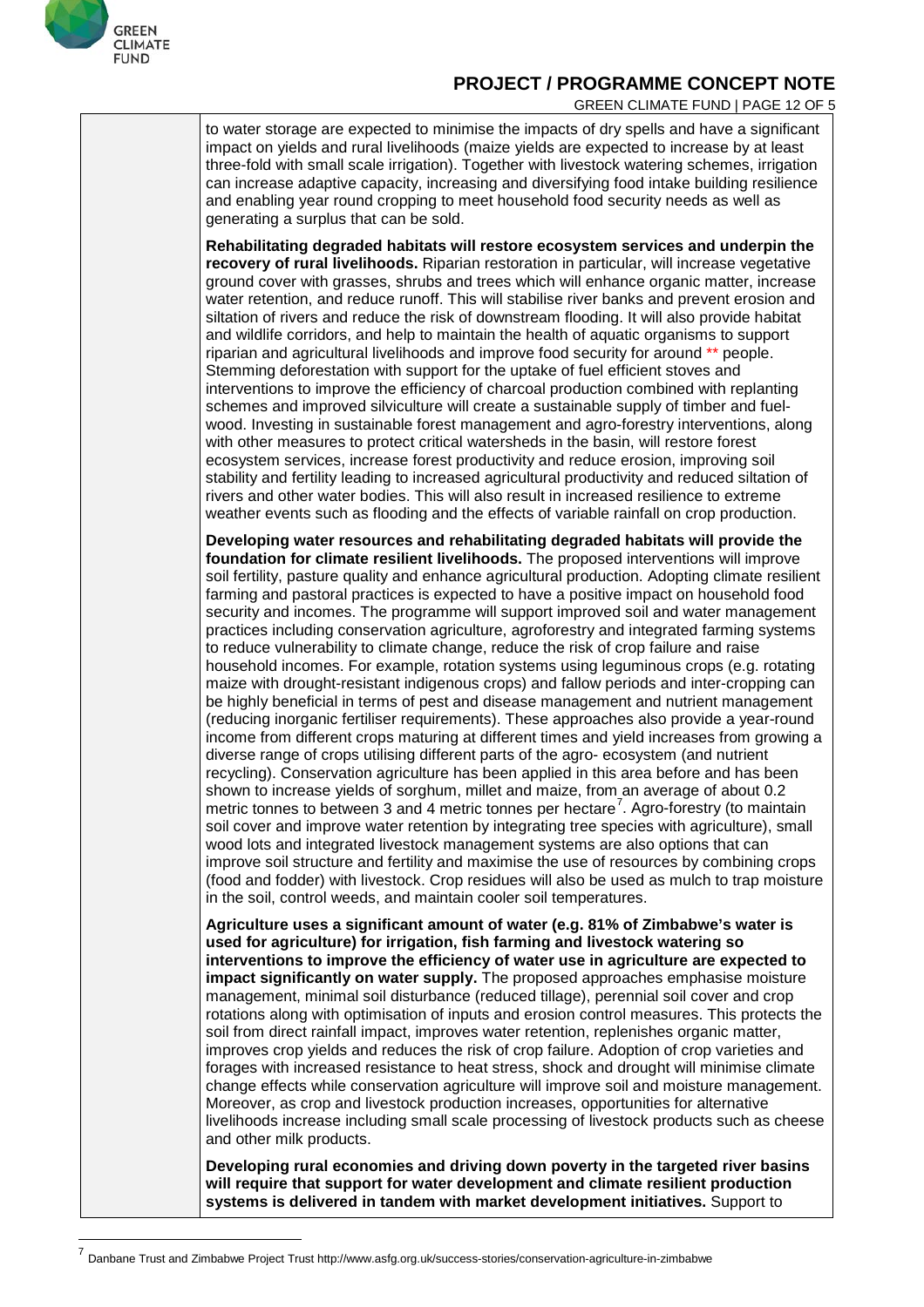to water storage are expected to minimise the impacts of dry spells and have a significant impact on yields and rural livelihoods (maize yields are expected to increase by at least three-fold with small scale irrigation). Together with livestock watering schemes, irrigation can increase adaptive capacity, increasing and diversifying food intake building resilience and enabling year round cropping to meet household food security needs as well as generating a surplus that can be sold.

**Rehabilitating degraded habitats will restore ecosystem services and underpin the recovery of rural livelihoods.** Riparian restoration in particular, will increase vegetative ground cover with grasses, shrubs and trees which will enhance organic matter, increase water retention, and reduce runoff. This will stabilise river banks and prevent erosion and siltation of rivers and reduce the risk of downstream flooding. It will also provide habitat and wildlife corridors, and help to maintain the health of aquatic organisms to support riparian and agricultural livelihoods and improve food security for around ** people. Stemming deforestation with support for the uptake of fuel efficient stoves and interventions to improve the efficiency of charcoal production combined with replanting schemes and improved silviculture will create a sustainable supply of timber and fuel-wood. Investing in sustainable forest management and agro-forestry interventions, along with other measures to protect critical watersheds in the basin, will restore forest ecosystem services, increase forest productivity and reduce erosion, improving soil stability and fertility leading to increased agricultural productivity and reduced siltation of rivers and other water bodies. This will also result in increased resilience to extreme weather events such as flooding and the effects of variable rainfall on crop production.

**Developing water resources and rehabilitating degraded habitats will provide the foundation for climate resilient livelihoods.** The proposed interventions will improve soil fertility, pasture quality and enhance agricultural production. Adopting climate resilient farming and pastoral practices is expected to have a positive impact on household food security and incomes. The programme will support improved soil and water management practices including conservation agriculture, agroforestry and integrated farming systems to reduce vulnerability to climate change, reduce the risk of crop failure and raise household incomes. For example, rotation systems using leguminous crops (e.g. rotating maize with drought-resistant indigenous crops) and fallow periods and inter-cropping can be highly beneficial in terms of pest and disease management and nutrient management (reducing inorganic fertiliser requirements). These approaches also provide a year-round income from different crops maturing at different times and yield increases from growing a diverse range of crops utilising different parts of the agro- ecosystem (and nutrient recycling). Conservation agriculture has been applied in this area before and has been shown to increase yields of sorghum, millet and maize, from an average of about 0.2 metric tonnes to between 3 and 4 metric tonnes per hectare[7]. Agro-forestry (to maintain soil cover and improve water retention by integrating tree species with agriculture), small wood lots and integrated livestock management systems are also options that can improve soil structure and fertility and maximise the use of resources by combining crops (food and fodder) with livestock. Crop residues will also be used as mulch to trap moisture in the soil, control weeds, and maintain cooler soil temperatures.

**Agriculture uses a significant amount of water (e.g. 81% of Zimbabwe's water is used for agriculture) for irrigation, fish farming and livestock watering so interventions to improve the efficiency of water use in agriculture are expected to impact significantly on water supply.** The proposed approaches emphasise moisture management, minimal soil disturbance (reduced tillage), perennial soil cover and crop rotations along with optimisation of inputs and erosion control measures. This protects the soil from direct rainfall impact, improves water retention, replenishes organic matter, improves crop yields and reduces the risk of crop failure. Adoption of crop varieties and forages with increased resistance to heat stress, shock and drought will minimise climate change effects while conservation agriculture will improve soil and moisture management. Moreover, as crop and livestock production increases, opportunities for alternative livelihoods increase including small scale processing of livestock products such as cheese and other milk products.

**Developing rural economies and driving down poverty in the targeted river basins will require that support for water development and climate resilient production systems is delivered in tandem with market development initiatives.** Support to

[7] Danbane Trust and Zimbabwe Project Trust http://www.asfg.org.uk/success-stories/conservation-agriculture-in-zimbabwe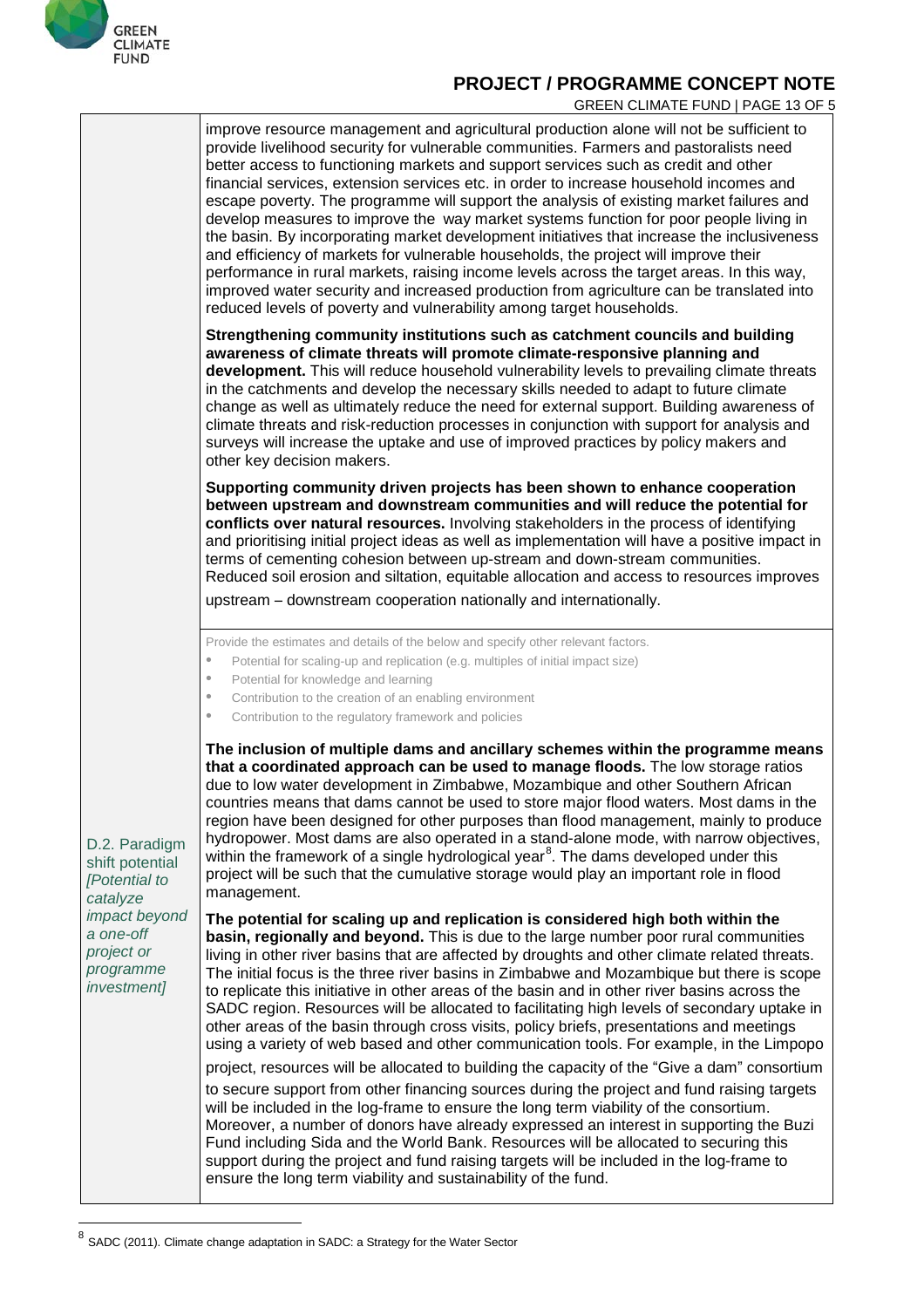improve resource management and agricultural production alone will not be sufficient to provide livelihood security for vulnerable communities. Farmers and pastoralists need better access to functioning markets and support services such as credit and other financial services, extension services etc. in order to increase household incomes and escape poverty. The programme will support the analysis of existing market failures and develop measures to improve the way market systems function for poor people living in the basin. By incorporating market development initiatives that increase the inclusiveness and efficiency of markets for vulnerable households, the project will improve their performance in rural markets, raising income levels across the target areas. In this way, improved water security and increased production from agriculture can be translated into reduced levels of poverty and vulnerability among target households.

**Strengthening community institutions such as catchment councils and building awareness of climate threats will promote climate-responsive planning and development.** This will reduce household vulnerability levels to prevailing climate threats in the catchments and develop the necessary skills needed to adapt to future climate change as well as ultimately reduce the need for external support. Building awareness of climate threats and risk-reduction processes in conjunction with support for analysis and surveys will increase the uptake and use of improved practices by policy makers and other key decision makers.

**Supporting community driven projects has been shown to enhance cooperation between upstream and downstream communities and will reduce the potential for conflicts over natural resources.** Involving stakeholders in the process of identifying and prioritising initial project ideas as well as implementation will have a positive impact in terms of cementing cohesion between up-stream and down-stream communities. Reduced soil erosion and siltation, equitable allocation and access to resources improves upstream – downstream cooperation nationally and internationally.

**D.2. Paradigm shift potential** *[Potential to catalyze impact beyond a one-off project or programme investment]*

Provide the estimates and details of the below and specify other relevant factors.

- Potential for scaling-up and replication (e.g. multiples of initial impact size)
- Potential for knowledge and learning
- Contribution to the creation of an enabling environment
- Contribution to the regulatory framework and policies

**The inclusion of multiple dams and ancillary schemes within the programme means that a coordinated approach can be used to manage floods.** The low storage ratios due to low water development in Zimbabwe, Mozambique and other Southern African countries means that dams cannot be used to store major flood waters. Most dams in the region have been designed for other purposes than flood management, mainly to produce hydropower. Most dams are also operated in a stand-alone mode, with narrow objectives, within the framework of a single hydrological year[8]. The dams developed under this project will be such that the cumulative storage would play an important role in flood management.

**The potential for scaling up and replication is considered high both within the basin, regionally and beyond.** This is due to the large number poor rural communities living in other river basins that are affected by droughts and other climate related threats. The initial focus is the three river basins in Zimbabwe and Mozambique but there is scope to replicate this initiative in other areas of the basin and in other river basins across the SADC region. Resources will be allocated to facilitating high levels of secondary uptake in other areas of the basin through cross visits, policy briefs, presentations and meetings using a variety of web based and other communication tools. For example, in the Limpopo project, resources will be allocated to building the capacity of the "Give a dam" consortium to secure support from other financing sources during the project and fund raising targets will be included in the log-frame to ensure the long term viability of the consortium. Moreover, a number of donors have already expressed an interest in supporting the Buzi Fund including Sida and the World Bank. Resources will be allocated to securing this support during the project and fund raising targets will be included in the log-frame to ensure the long term viability and sustainability of the fund.

[8] SADC (2011). Climate change adaptation in SADC: a Strategy for the Water Sector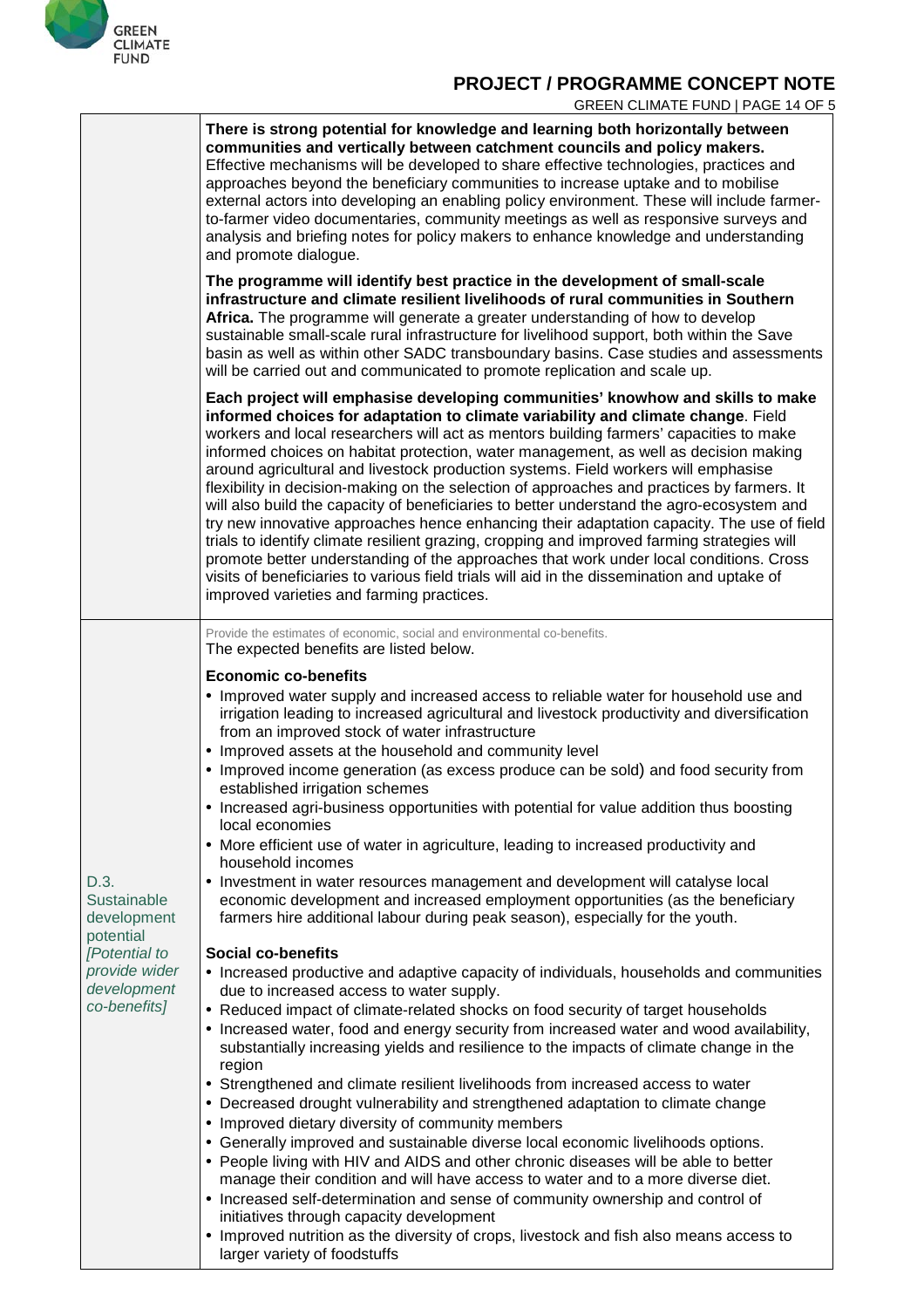| | |
|---|---|
| | **There is strong potential for knowledge and learning both horizontally between communities and vertically between catchment councils and policy makers.** Effective mechanisms will be developed to share effective technologies, practices and approaches beyond the beneficiary communities to increase uptake and to mobilise external actors into developing an enabling policy environment. These will include farmer-to-farmer video documentaries, community meetings as well as responsive surveys and analysis and briefing notes for policy makers to enhance knowledge and understanding and promote dialogue.<br><br>**The programme will identify best practice in the development of small-scale infrastructure and climate resilient livelihoods of rural communities in Southern Africa.** The programme will generate a greater understanding of how to develop sustainable small-scale rural infrastructure for livelihood support, both within the Save basin as well as within other SADC transboundary basins. Case studies and assessments will be carried out and communicated to promote replication and scale up.<br><br>**Each project will emphasise developing communities' knowhow and skills to make informed choices for adaptation to climate variability and climate change**. Field workers and local researchers will act as mentors building farmers' capacities to make informed choices on habitat protection, water management, as well as decision making around agricultural and livestock production systems. Field workers will emphasise flexibility in decision-making on the selection of approaches and practices by farmers. It will also build the capacity of beneficiaries to better understand the agro-ecosystem and try new innovative approaches hence enhancing their adaptation capacity. The use of field trials to identify climate resilient grazing, cropping and improved farming strategies will promote better understanding of the approaches that work under local conditions. Cross visits of beneficiaries to various field trials will aid in the dissemination and uptake of improved varieties and farming practices. |
| D.3. Sustainable development potential *[Potential to provide wider development co-benefits]* | Provide the estimates of economic, social and environmental co-benefits.<br>The expected benefits are listed below.<br><br>**Economic co-benefits**<br>• Improved water supply and increased access to reliable water for household use and irrigation leading to increased agricultural and livestock productivity and diversification from an improved stock of water infrastructure<br>• Improved assets at the household and community level<br>• Improved income generation (as excess produce can be sold) and food security from established irrigation schemes<br>• Increased agri-business opportunities with potential for value addition thus boosting local economies<br>• More efficient use of water in agriculture, leading to increased productivity and household incomes<br>• Investment in water resources management and development will catalyse local economic development and increased employment opportunities (as the beneficiary farmers hire additional labour during peak season), especially for the youth.<br><br>**Social co-benefits**<br>• Increased productive and adaptive capacity of individuals, households and communities due to increased access to water supply.<br>• Reduced impact of climate-related shocks on food security of target households<br>• Increased water, food and energy security from increased water and wood availability, substantially increasing yields and resilience to the impacts of climate change in the region<br>• Strengthened and climate resilient livelihoods from increased access to water<br>• Decreased drought vulnerability and strengthened adaptation to climate change<br>• Improved dietary diversity of community members<br>• Generally improved and sustainable diverse local economic livelihoods options.<br>• People living with HIV and AIDS and other chronic diseases will be able to better manage their condition and will have access to water and to a more diverse diet.<br>• Increased self-determination and sense of community ownership and control of initiatives through capacity development<br>• Improved nutrition as the diversity of crops, livestock and fish also means access to larger variety of foodstuffs |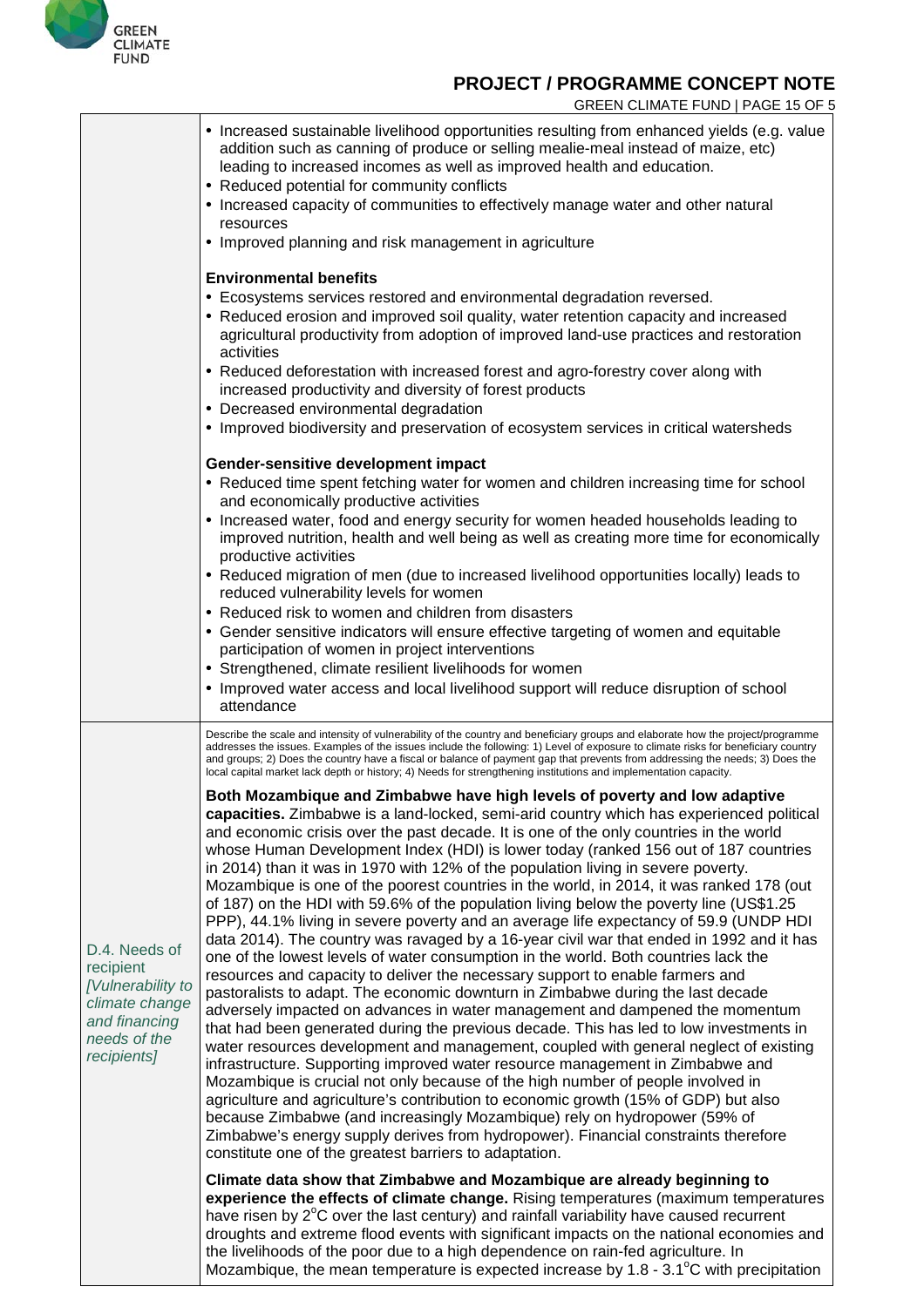| | |
|---|---|
| | • Increased sustainable livelihood opportunities resulting from enhanced yields (e.g. value addition such as canning of produce or selling mealie-meal instead of maize, etc) leading to increased incomes as well as improved health and education.<br>• Reduced potential for community conflicts<br>• Increased capacity of communities to effectively manage water and other natural resources<br>• Improved planning and risk management in agriculture<br><br>**Environmental benefits**<br>• Ecosystems services restored and environmental degradation reversed.<br>• Reduced erosion and improved soil quality, water retention capacity and increased agricultural productivity from adoption of improved land-use practices and restoration activities<br>• Reduced deforestation with increased forest and agro-forestry cover along with increased productivity and diversity of forest products<br>• Decreased environmental degradation<br>• Improved biodiversity and preservation of ecosystem services in critical watersheds<br><br>**Gender-sensitive development impact**<br>• Reduced time spent fetching water for women and children increasing time for school and economically productive activities<br>• Increased water, food and energy security for women headed households leading to improved nutrition, health and well being as well as creating more time for economically productive activities<br>• Reduced migration of men (due to increased livelihood opportunities locally) leads to reduced vulnerability levels for women<br>• Reduced risk to women and children from disasters<br>• Gender sensitive indicators will ensure effective targeting of women and equitable participation of women in project interventions<br>• Strengthened, climate resilient livelihoods for women<br>• Improved water access and local livelihood support will reduce disruption of school attendance |
| D.4. Needs of recipient *[Vulnerability to climate change and financing needs of the recipients]* | Describe the scale and intensity of vulnerability of the country and beneficiary groups and elaborate how the project/programme addresses the issues. Examples of the issues include the following: 1) Level of exposure to climate risks for beneficiary country and groups; 2) Does the country have a fiscal or balance of payment gap that prevents from addressing the needs; 3) Does the local capital market lack depth or history; 4) Needs for strengthening institutions and implementation capacity.<br><br>**Both Mozambique and Zimbabwe have high levels of poverty and low adaptive capacities.** Zimbabwe is a land-locked, semi-arid country which has experienced political and economic crisis over the past decade. It is one of the only countries in the world whose Human Development Index (HDI) is lower today (ranked 156 out of 187 countries in 2014) than it was in 1970 with 12% of the population living in severe poverty. Mozambique is one of the poorest countries in the world, in 2014, it was ranked 178 (out of 187) on the HDI with 59.6% of the population living below the poverty line (US$1.25 PPP), 44.1% living in severe poverty and an average life expectancy of 59.9 (UNDP HDI data 2014). The country was ravaged by a 16-year civil war that ended in 1992 and it has one of the lowest levels of water consumption in the world. Both countries lack the resources and capacity to deliver the necessary support to enable farmers and pastoralists to adapt. The economic downturn in Zimbabwe during the last decade adversely impacted on advances in water management and dampened the momentum that had been generated during the previous decade. This has led to low investments in water resources development and management, coupled with general neglect of existing infrastructure. Supporting improved water resource management in Zimbabwe and Mozambique is crucial not only because of the high number of people involved in agriculture and agriculture's contribution to economic growth (15% of GDP) but also because Zimbabwe (and increasingly Mozambique) rely on hydropower (59% of Zimbabwe's energy supply derives from hydropower). Financial constraints therefore constitute one of the greatest barriers to adaptation.<br><br>**Climate data show that Zimbabwe and Mozambique are already beginning to experience the effects of climate change.** Rising temperatures (maximum temperatures have risen by 2°C over the last century) and rainfall variability have caused recurrent droughts and extreme flood events with significant impacts on the national economies and the livelihoods of the poor due to a high dependence on rain-fed agriculture. In Mozambique, the mean temperature is expected increase by 1.8 - 3.1°C with precipitation |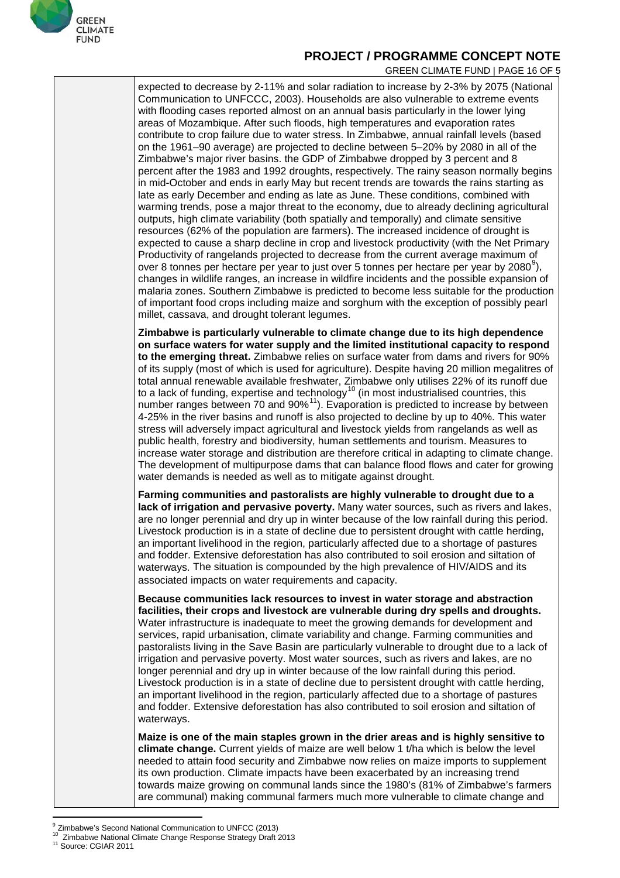expected to decrease by 2-11% and solar radiation to increase by 2-3% by 2075 (National Communication to UNFCCC, 2003). Households are also vulnerable to extreme events with flooding cases reported almost on an annual basis particularly in the lower lying areas of Mozambique. After such floods, high temperatures and evaporation rates contribute to crop failure due to water stress. In Zimbabwe, annual rainfall levels (based on the 1961–90 average) are projected to decline between 5–20% by 2080 in all of the Zimbabwe's major river basins. the GDP of Zimbabwe dropped by 3 percent and 8 percent after the 1983 and 1992 droughts, respectively. The rainy season normally begins in mid-October and ends in early May but recent trends are towards the rains starting as late as early December and ending as late as June. These conditions, combined with warming trends, pose a major threat to the economy, due to already declining agricultural outputs, high climate variability (both spatially and temporally) and climate sensitive resources (62% of the population are farmers). The increased incidence of drought is expected to cause a sharp decline in crop and livestock productivity (with the Net Primary Productivity of rangelands projected to decrease from the current average maximum of over 8 tonnes per hectare per year to just over 5 tonnes per hectare per year by 2080[9]), changes in wildlife ranges, an increase in wildfire incidents and the possible expansion of malaria zones. Southern Zimbabwe is predicted to become less suitable for the production of important food crops including maize and sorghum with the exception of possibly pearl millet, cassava, and drought tolerant legumes.

**Zimbabwe is particularly vulnerable to climate change due to its high dependence on surface waters for water supply and the limited institutional capacity to respond to the emerging threat.** Zimbabwe relies on surface water from dams and rivers for 90% of its supply (most of which is used for agriculture). Despite having 20 million megalitres of total annual renewable available freshwater, Zimbabwe only utilises 22% of its runoff due to a lack of funding, expertise and technology[10] (in most industrialised countries, this number ranges between 70 and 90%[11]). Evaporation is predicted to increase by between 4-25% in the river basins and runoff is also projected to decline by up to 40%. This water stress will adversely impact agricultural and livestock yields from rangelands as well as public health, forestry and biodiversity, human settlements and tourism. Measures to increase water storage and distribution are therefore critical in adapting to climate change. The development of multipurpose dams that can balance flood flows and cater for growing water demands is needed as well as to mitigate against drought.

**Farming communities and pastoralists are highly vulnerable to drought due to a lack of irrigation and pervasive poverty.** Many water sources, such as rivers and lakes, are no longer perennial and dry up in winter because of the low rainfall during this period. Livestock production is in a state of decline due to persistent drought with cattle herding, an important livelihood in the region, particularly affected due to a shortage of pastures and fodder. Extensive deforestation has also contributed to soil erosion and siltation of waterways. The situation is compounded by the high prevalence of HIV/AIDS and its associated impacts on water requirements and capacity.

**Because communities lack resources to invest in water storage and abstraction facilities, their crops and livestock are vulnerable during dry spells and droughts.** Water infrastructure is inadequate to meet the growing demands for development and services, rapid urbanisation, climate variability and change. Farming communities and pastoralists living in the Save Basin are particularly vulnerable to drought due to a lack of irrigation and pervasive poverty. Most water sources, such as rivers and lakes, are no longer perennial and dry up in winter because of the low rainfall during this period. Livestock production is in a state of decline due to persistent drought with cattle herding, an important livelihood in the region, particularly affected due to a shortage of pastures and fodder. Extensive deforestation has also contributed to soil erosion and siltation of waterways.

**Maize is one of the main staples grown in the drier areas and is highly sensitive to climate change.** Current yields of maize are well below 1 t/ha which is below the level needed to attain food security and Zimbabwe now relies on maize imports to supplement its own production. Climate impacts have been exacerbated by an increasing trend towards maize growing on communal lands since the 1980's (81% of Zimbabwe's farmers are communal) making communal farmers much more vulnerable to climate change and

---

[9] Zimbabwe's Second National Communication to UNFCC (2013)
[10] Zimbabwe National Climate Change Response Strategy Draft 2013
[11] Source: CGIAR 2011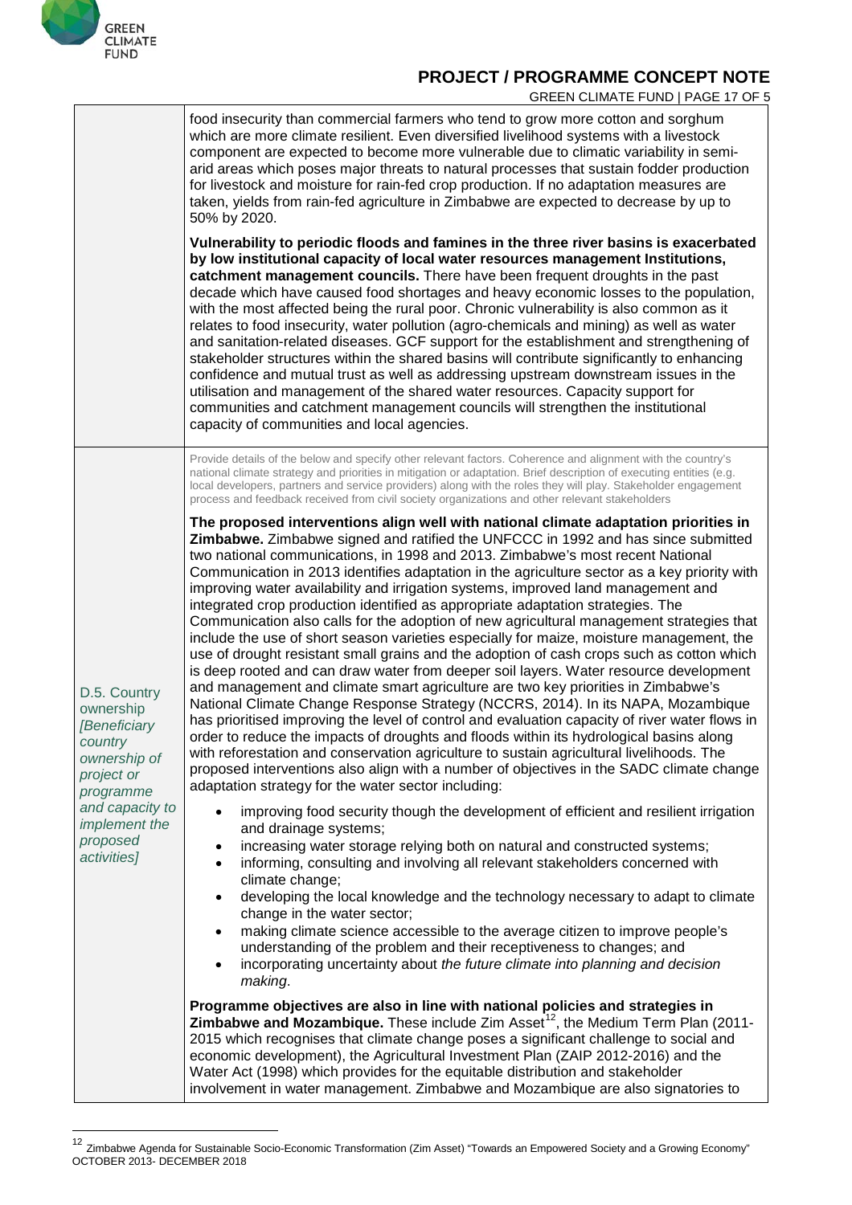| | |
|---|---|
| | food insecurity than commercial farmers who tend to grow more cotton and sorghum which are more climate resilient. Even diversified livelihood systems with a livestock component are expected to become more vulnerable due to climatic variability in semi-arid areas which poses major threats to natural processes that sustain fodder production for livestock and moisture for rain-fed crop production. If no adaptation measures are taken, yields from rain-fed agriculture in Zimbabwe are expected to decrease by up to 50% by 2020.<br><br>**Vulnerability to periodic floods and famines in the three river basins is exacerbated by low institutional capacity of local water resources management Institutions, catchment management councils.** There have been frequent droughts in the past decade which have caused food shortages and heavy economic losses to the population, with the most affected being the rural poor. Chronic vulnerability is also common as it relates to food insecurity, water pollution (agro-chemicals and mining) as well as water and sanitation-related diseases. GCF support for the establishment and strengthening of stakeholder structures within the shared basins will contribute significantly to enhancing confidence and mutual trust as well as addressing upstream downstream issues in the utilisation and management of the shared water resources. Capacity support for communities and catchment management councils will strengthen the institutional capacity of communities and local agencies. |
| D.5. Country ownership *[Beneficiary country ownership of project or programme and capacity to implement the proposed activities]* | Provide details of the below and specify other relevant factors. Coherence and alignment with the country's national climate strategy and priorities in mitigation or adaptation. Brief description of executing entities (e.g. local developers, partners and service providers) along with the roles they will play. Stakeholder engagement process and feedback received from civil society organizations and other relevant stakeholders<br><br>**The proposed interventions align well with national climate adaptation priorities in Zimbabwe.** Zimbabwe signed and ratified the UNFCCC in 1992 and has since submitted two national communications, in 1998 and 2013. Zimbabwe's most recent National Communication in 2013 identifies adaptation in the agriculture sector as a key priority with improving water availability and irrigation systems, improved land management and integrated crop production identified as appropriate adaptation strategies. The Communication also calls for the adoption of new agricultural management strategies that include the use of short season varieties especially for maize, moisture management, the use of drought resistant small grains and the adoption of cash crops such as cotton which is deep rooted and can draw water from deeper soil layers. Water resource development and management and climate smart agriculture are two key priorities in Zimbabwe's National Climate Change Response Strategy (NCCRS, 2014). In its NAPA, Mozambique has prioritised improving the level of control and evaluation capacity of river water flows in order to reduce the impacts of droughts and floods within its hydrological basins along with reforestation and conservation agriculture to sustain agricultural livelihoods. The proposed interventions also align with a number of objectives in the SADC climate change adaptation strategy for the water sector including:<br>• improving food security though the development of efficient and resilient irrigation and drainage systems;<br>• increasing water storage relying both on natural and constructed systems;<br>• informing, consulting and involving all relevant stakeholders concerned with climate change;<br>• developing the local knowledge and the technology necessary to adapt to climate change in the water sector;<br>• making climate science accessible to the average citizen to improve people's understanding of the problem and their receptiveness to changes; and<br>• incorporating uncertainty about *the future climate into planning and decision making*.<br><br>**Programme objectives are also in line with national policies and strategies in Zimbabwe and Mozambique.** These include Zim Asset[12], the Medium Term Plan (2011-2015 which recognises that climate change poses a significant challenge to social and economic development), the Agricultural Investment Plan (ZAIP 2012-2016) and the Water Act (1998) which provides for the equitable distribution and stakeholder involvement in water management. Zimbabwe and Mozambique are also signatories to |

[12] Zimbabwe Agenda for Sustainable Socio-Economic Transformation (Zim Asset) "Towards an Empowered Society and a Growing Economy" OCTOBER 2013- DECEMBER 2018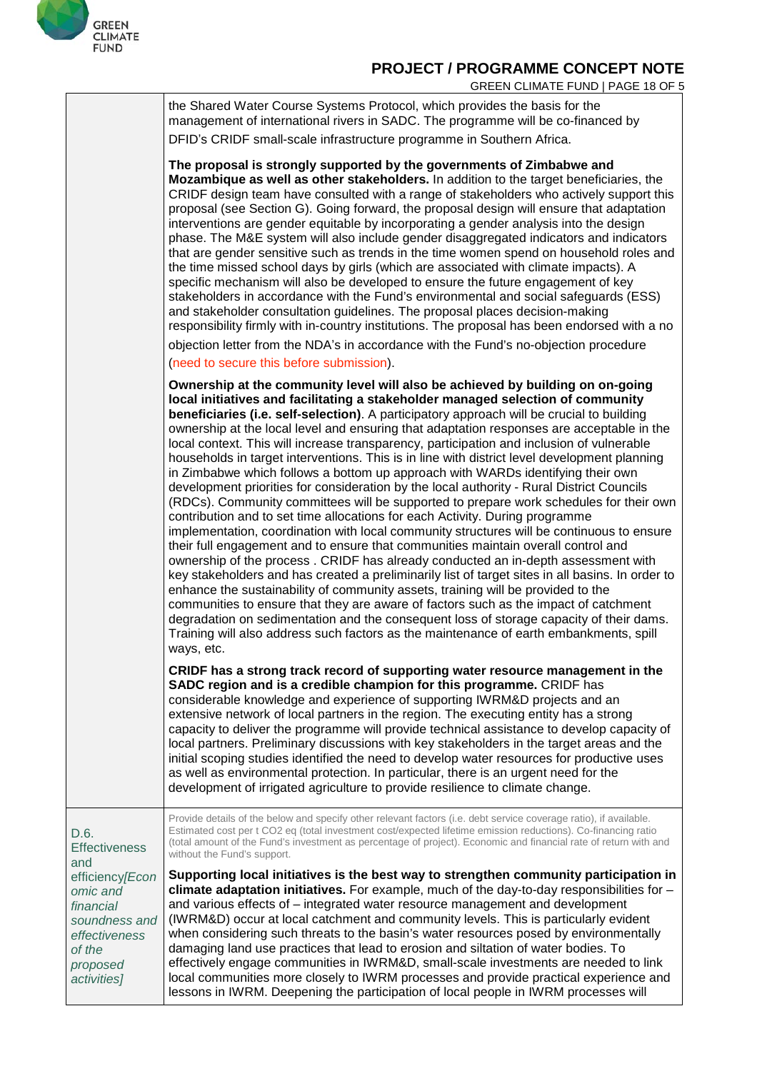| | |
|---|---|
| | the Shared Water Course Systems Protocol, which provides the basis for the management of international rivers in SADC. The programme will be co-financed by DFID's CRIDF small-scale infrastructure programme in Southern Africa.<br><br>**The proposal is strongly supported by the governments of Zimbabwe and Mozambique as well as other stakeholders.** In addition to the target beneficiaries, the CRIDF design team have consulted with a range of stakeholders who actively support this proposal (see Section G). Going forward, the proposal design will ensure that adaptation interventions are gender equitable by incorporating a gender analysis into the design phase. The M&E system will also include gender disaggregated indicators and indicators that are gender sensitive such as trends in the time women spend on household roles and the time missed school days by girls (which are associated with climate impacts). A specific mechanism will also be developed to ensure the future engagement of key stakeholders in accordance with the Fund's environmental and social safeguards (ESS) and stakeholder consultation guidelines. The proposal places decision-making responsibility firmly with in-country institutions. The proposal has been endorsed with a no objection letter from the NDA's in accordance with the Fund's no-objection procedure (need to secure this before submission).<br><br>**Ownership at the community level will also be achieved by building on on-going local initiatives and facilitating a stakeholder managed selection of community beneficiaries (i.e. self-selection)**. A participatory approach will be crucial to building ownership at the local level and ensuring that adaptation responses are acceptable in the local context. This will increase transparency, participation and inclusion of vulnerable households in target interventions. This is in line with district level development planning in Zimbabwe which follows a bottom up approach with WARDs identifying their own development priorities for consideration by the local authority - Rural District Councils (RDCs). Community committees will be supported to prepare work schedules for their own contribution and to set time allocations for each Activity. During programme implementation, coordination with local community structures will be continuous to ensure their full engagement and to ensure that communities maintain overall control and ownership of the process . CRIDF has already conducted an in-depth assessment with key stakeholders and has created a preliminarily list of target sites in all basins. In order to enhance the sustainability of community assets, training will be provided to the communities to ensure that they are aware of factors such as the impact of catchment degradation on sedimentation and the consequent loss of storage capacity of their dams. Training will also address such factors as the maintenance of earth embankments, spill ways, etc.<br><br>**CRIDF has a strong track record of supporting water resource management in the SADC region and is a credible champion for this programme.** CRIDF has considerable knowledge and experience of supporting IWRM&D projects and an extensive network of local partners in the region. The executing entity has a strong capacity to deliver the programme will provide technical assistance to develop capacity of local partners. Preliminary discussions with key stakeholders in the target areas and the initial scoping studies identified the need to develop water resources for productive uses as well as environmental protection. In particular, there is an urgent need for the development of irrigated agriculture to provide resilience to climate change. |
| D.6. Effectiveness and efficiency*[Economic and financial soundness and effectiveness of the proposed activities]* | Provide details of the below and specify other relevant factors (i.e. debt service coverage ratio), if available. Estimated cost per t CO2 eq (total investment cost/expected lifetime emission reductions). Co-financing ratio (total amount of the Fund's investment as percentage of project). Economic and financial rate of return with and without the Fund's support.<br><br>**Supporting local initiatives is the best way to strengthen community participation in climate adaptation initiatives.** For example, much of the day-to-day responsibilities for – and various effects of – integrated water resource management and development (IWRM&D) occur at local catchment and community levels. This is particularly evident when considering such threats to the basin's water resources posed by environmentally damaging land use practices that lead to erosion and siltation of water bodies. To effectively engage communities in IWRM&D, small-scale investments are needed to link local communities more closely to IWRM processes and provide practical experience and lessons in IWRM. Deepening the participation of local people in IWRM processes will |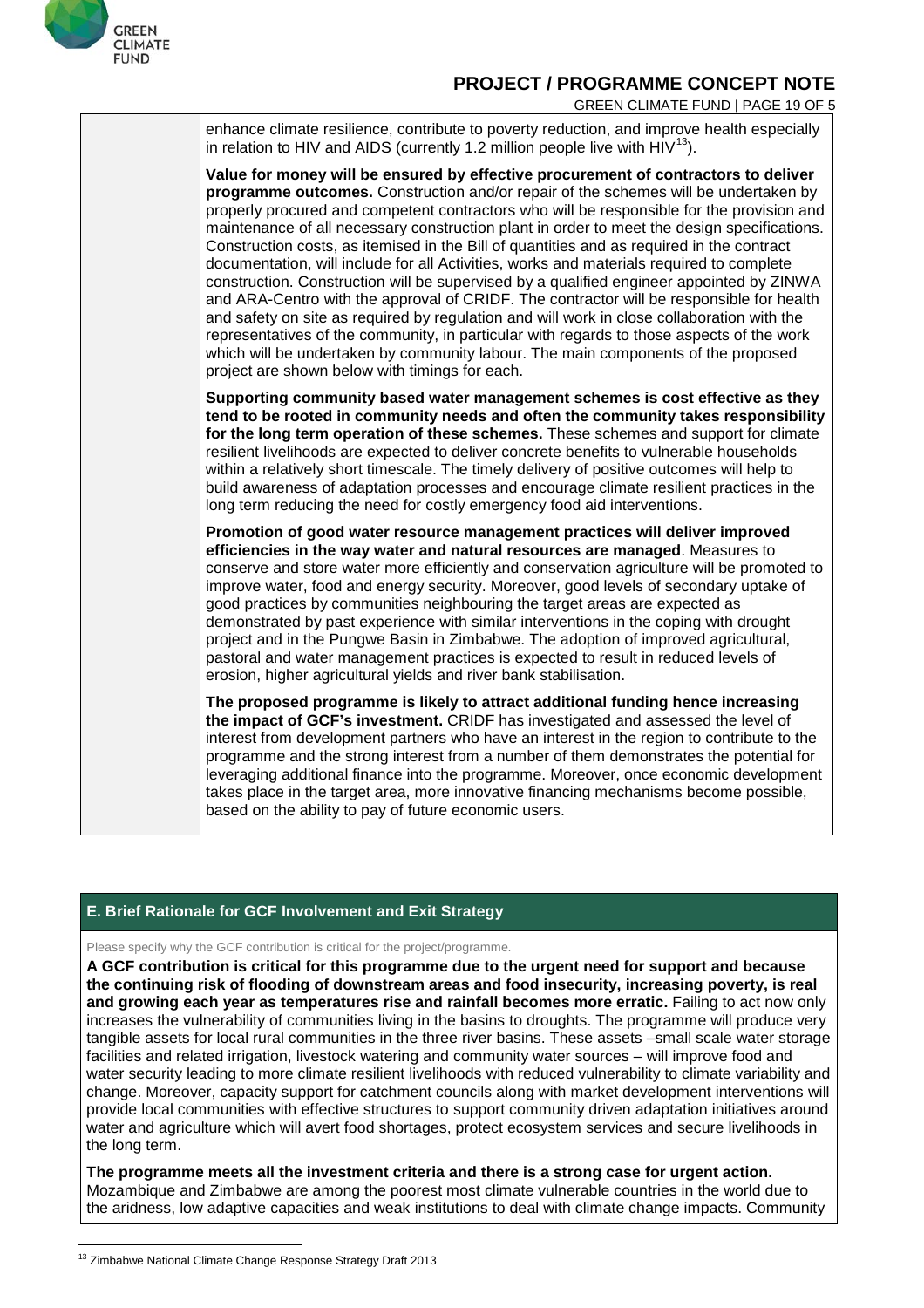enhance climate resilience, contribute to poverty reduction, and improve health especially in relation to HIV and AIDS (currently 1.2 million people live with HIV[13]).

**Value for money will be ensured by effective procurement of contractors to deliver programme outcomes.** Construction and/or repair of the schemes will be undertaken by properly procured and competent contractors who will be responsible for the provision and maintenance of all necessary construction plant in order to meet the design specifications. Construction costs, as itemised in the Bill of quantities and as required in the contract documentation, will include for all Activities, works and materials required to complete construction. Construction will be supervised by a qualified engineer appointed by ZINWA and ARA-Centro with the approval of CRIDF. The contractor will be responsible for health and safety on site as required by regulation and will work in close collaboration with the representatives of the community, in particular with regards to those aspects of the work which will be undertaken by community labour. The main components of the proposed project are shown below with timings for each.

**Supporting community based water management schemes is cost effective as they tend to be rooted in community needs and often the community takes responsibility for the long term operation of these schemes.** These schemes and support for climate resilient livelihoods are expected to deliver concrete benefits to vulnerable households within a relatively short timescale. The timely delivery of positive outcomes will help to build awareness of adaptation processes and encourage climate resilient practices in the long term reducing the need for costly emergency food aid interventions.

**Promotion of good water resource management practices will deliver improved efficiencies in the way water and natural resources are managed**. Measures to conserve and store water more efficiently and conservation agriculture will be promoted to improve water, food and energy security. Moreover, good levels of secondary uptake of good practices by communities neighbouring the target areas are expected as demonstrated by past experience with similar interventions in the coping with drought project and in the Pungwe Basin in Zimbabwe. The adoption of improved agricultural, pastoral and water management practices is expected to result in reduced levels of erosion, higher agricultural yields and river bank stabilisation.

**The proposed programme is likely to attract additional funding hence increasing the impact of GCF's investment.** CRIDF has investigated and assessed the level of interest from development partners who have an interest in the region to contribute to the programme and the strong interest from a number of them demonstrates the potential for leveraging additional finance into the programme. Moreover, once economic development takes place in the target area, more innovative financing mechanisms become possible, based on the ability to pay of future economic users.

## E. Brief Rationale for GCF Involvement and Exit Strategy

Please specify why the GCF contribution is critical for the project/programme.

**A GCF contribution is critical for this programme due to the urgent need for support and because the continuing risk of flooding of downstream areas and food insecurity, increasing poverty, is real and growing each year as temperatures rise and rainfall becomes more erratic.** Failing to act now only increases the vulnerability of communities living in the basins to droughts. The programme will produce very tangible assets for local rural communities in the three river basins. These assets –small scale water storage facilities and related irrigation, livestock watering and community water sources – will improve food and water security leading to more climate resilient livelihoods with reduced vulnerability to climate variability and change. Moreover, capacity support for catchment councils along with market development interventions will provide local communities with effective structures to support community driven adaptation initiatives around water and agriculture which will avert food shortages, protect ecosystem services and secure livelihoods in the long term.

**The programme meets all the investment criteria and there is a strong case for urgent action.** Mozambique and Zimbabwe are among the poorest most climate vulnerable countries in the world due to the aridness, low adaptive capacities and weak institutions to deal with climate change impacts. Community

[13] Zimbabwe National Climate Change Response Strategy Draft 2013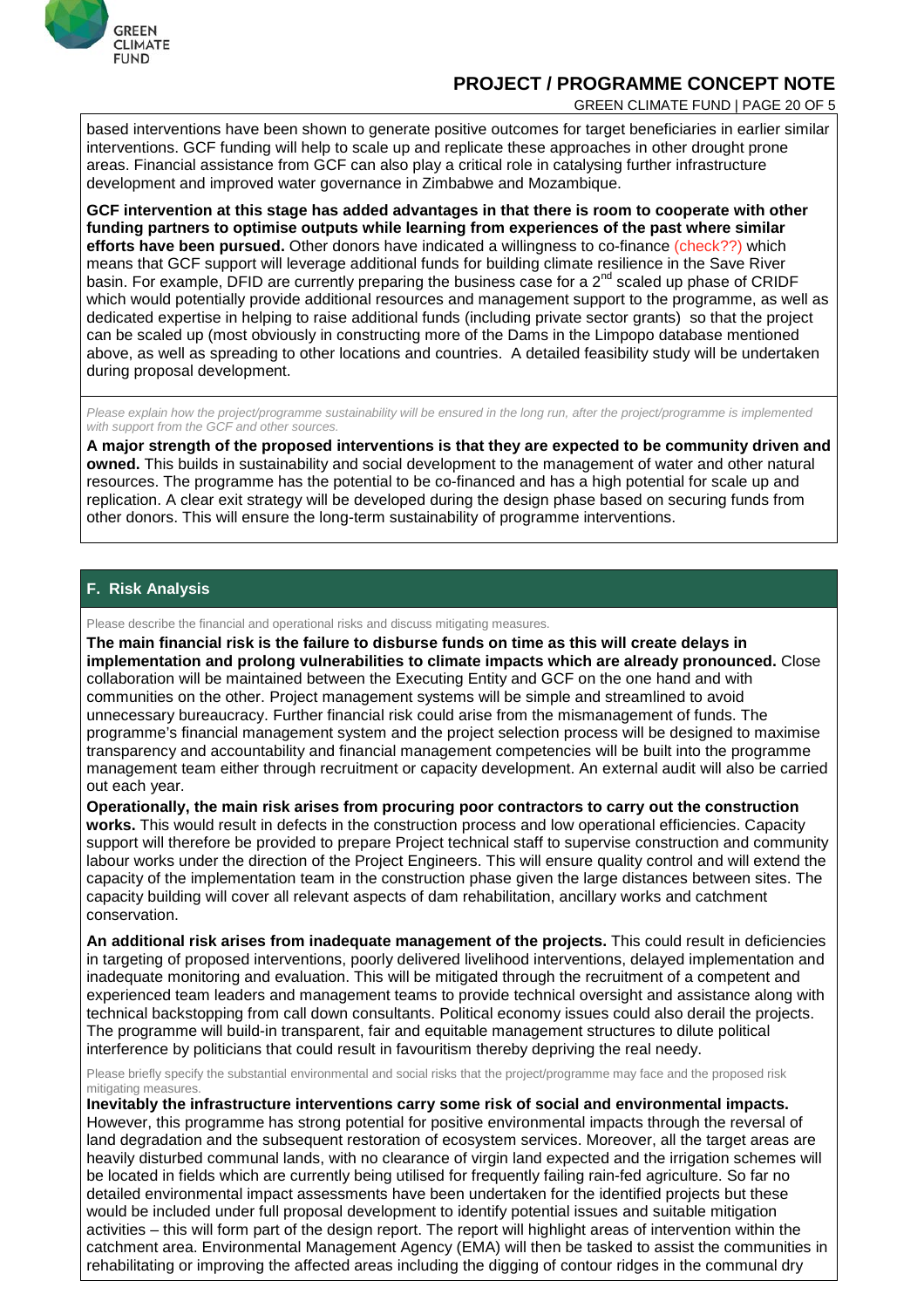based interventions have been shown to generate positive outcomes for target beneficiaries in earlier similar interventions. GCF funding will help to scale up and replicate these approaches in other drought prone areas. Financial assistance from GCF can also play a critical role in catalysing further infrastructure development and improved water governance in Zimbabwe and Mozambique.

**GCF intervention at this stage has added advantages in that there is room to cooperate with other funding partners to optimise outputs while learning from experiences of the past where similar efforts have been pursued.** Other donors have indicated a willingness to co-finance (check??) which means that GCF support will leverage additional funds for building climate resilience in the Save River basin. For example, DFID are currently preparing the business case for a 2[nd] scaled up phase of CRIDF which would potentially provide additional resources and management support to the programme, as well as dedicated expertise in helping to raise additional funds (including private sector grants) so that the project can be scaled up (most obviously in constructing more of the Dams in the Limpopo database mentioned above, as well as spreading to other locations and countries. A detailed feasibility study will be undertaken during proposal development.

*Please explain how the project/programme sustainability will be ensured in the long run, after the project/programme is implemented with support from the GCF and other sources.*

**A major strength of the proposed interventions is that they are expected to be community driven and owned.** This builds in sustainability and social development to the management of water and other natural resources. The programme has the potential to be co-financed and has a high potential for scale up and replication. A clear exit strategy will be developed during the design phase based on securing funds from other donors. This will ensure the long-term sustainability of programme interventions.

## F. Risk Analysis

Please describe the financial and operational risks and discuss mitigating measures.

**The main financial risk is the failure to disburse funds on time as this will create delays in implementation and prolong vulnerabilities to climate impacts which are already pronounced.** Close collaboration will be maintained between the Executing Entity and GCF on the one hand and with communities on the other. Project management systems will be simple and streamlined to avoid unnecessary bureaucracy. Further financial risk could arise from the mismanagement of funds. The programme's financial management system and the project selection process will be designed to maximise transparency and accountability and financial management competencies will be built into the programme management team either through recruitment or capacity development. An external audit will also be carried out each year.

**Operationally, the main risk arises from procuring poor contractors to carry out the construction works.** This would result in defects in the construction process and low operational efficiencies. Capacity support will therefore be provided to prepare Project technical staff to supervise construction and community labour works under the direction of the Project Engineers. This will ensure quality control and will extend the capacity of the implementation team in the construction phase given the large distances between sites. The capacity building will cover all relevant aspects of dam rehabilitation, ancillary works and catchment conservation.

**An additional risk arises from inadequate management of the projects.** This could result in deficiencies in targeting of proposed interventions, poorly delivered livelihood interventions, delayed implementation and inadequate monitoring and evaluation. This will be mitigated through the recruitment of a competent and experienced team leaders and management teams to provide technical oversight and assistance along with technical backstopping from call down consultants. Political economy issues could also derail the projects. The programme will build-in transparent, fair and equitable management structures to dilute political interference by politicians that could result in favouritism thereby depriving the real needy.

Please briefly specify the substantial environmental and social risks that the project/programme may face and the proposed risk mitigating measures.

**Inevitably the infrastructure interventions carry some risk of social and environmental impacts.** However, this programme has strong potential for positive environmental impacts through the reversal of land degradation and the subsequent restoration of ecosystem services. Moreover, all the target areas are heavily disturbed communal lands, with no clearance of virgin land expected and the irrigation schemes will be located in fields which are currently being utilised for frequently failing rain-fed agriculture. So far no detailed environmental impact assessments have been undertaken for the identified projects but these would be included under full proposal development to identify potential issues and suitable mitigation activities – this will form part of the design report. The report will highlight areas of intervention within the catchment area. Environmental Management Agency (EMA) will then be tasked to assist the communities in rehabilitating or improving the affected areas including the digging of contour ridges in the communal dry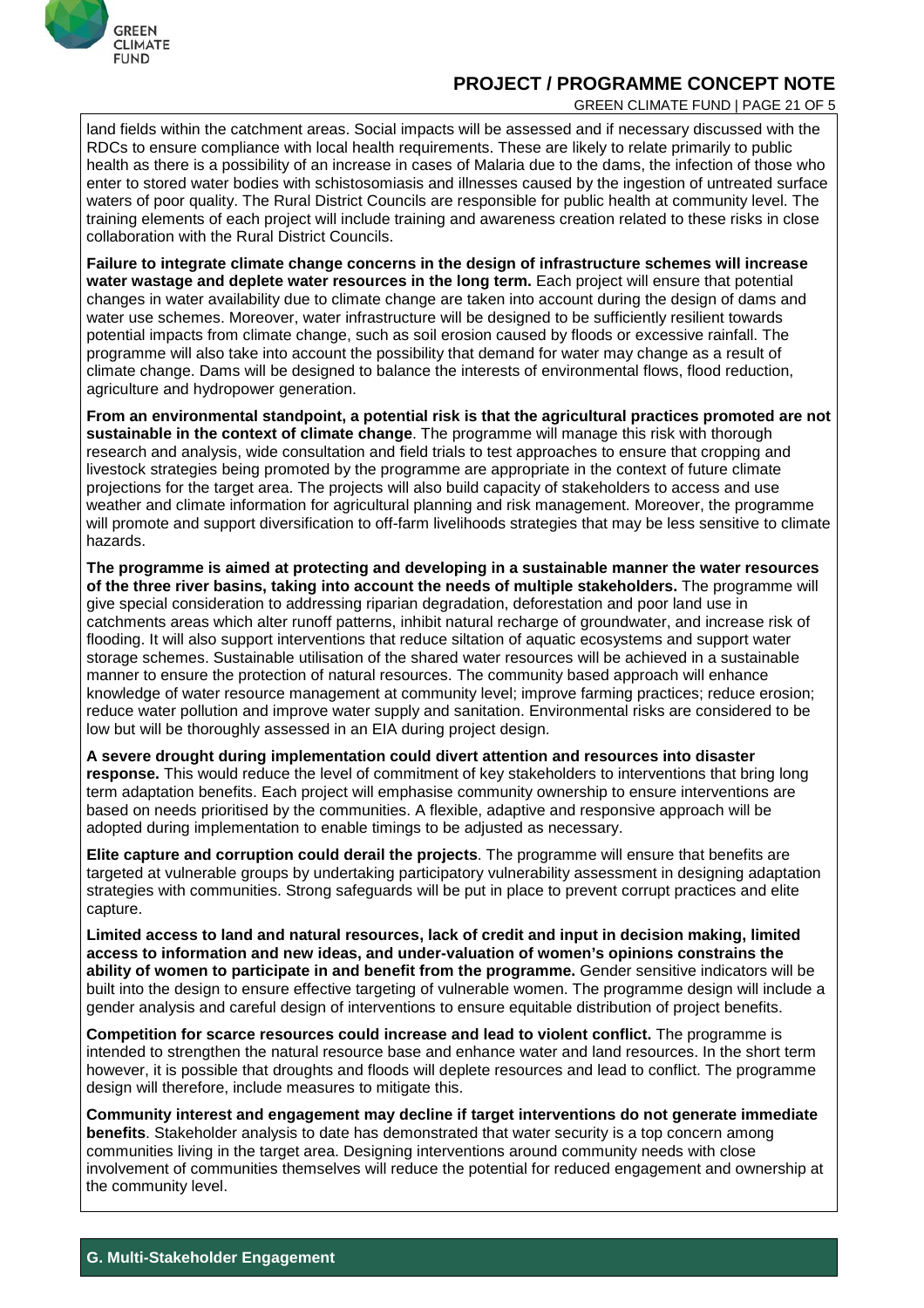land fields within the catchment areas. Social impacts will be assessed and if necessary discussed with the RDCs to ensure compliance with local health requirements. These are likely to relate primarily to public health as there is a possibility of an increase in cases of Malaria due to the dams, the infection of those who enter to stored water bodies with schistosomiasis and illnesses caused by the ingestion of untreated surface waters of poor quality. The Rural District Councils are responsible for public health at community level. The training elements of each project will include training and awareness creation related to these risks in close collaboration with the Rural District Councils.

**Failure to integrate climate change concerns in the design of infrastructure schemes will increase water wastage and deplete water resources in the long term.** Each project will ensure that potential changes in water availability due to climate change are taken into account during the design of dams and water use schemes. Moreover, water infrastructure will be designed to be sufficiently resilient towards potential impacts from climate change, such as soil erosion caused by floods or excessive rainfall. The programme will also take into account the possibility that demand for water may change as a result of climate change. Dams will be designed to balance the interests of environmental flows, flood reduction, agriculture and hydropower generation.

**From an environmental standpoint, a potential risk is that the agricultural practices promoted are not sustainable in the context of climate change**. The programme will manage this risk with thorough research and analysis, wide consultation and field trials to test approaches to ensure that cropping and livestock strategies being promoted by the programme are appropriate in the context of future climate projections for the target area. The projects will also build capacity of stakeholders to access and use weather and climate information for agricultural planning and risk management. Moreover, the programme will promote and support diversification to off-farm livelihoods strategies that may be less sensitive to climate hazards.

**The programme is aimed at protecting and developing in a sustainable manner the water resources of the three river basins, taking into account the needs of multiple stakeholders.** The programme will give special consideration to addressing riparian degradation, deforestation and poor land use in catchments areas which alter runoff patterns, inhibit natural recharge of groundwater, and increase risk of flooding. It will also support interventions that reduce siltation of aquatic ecosystems and support water storage schemes. Sustainable utilisation of the shared water resources will be achieved in a sustainable manner to ensure the protection of natural resources. The community based approach will enhance knowledge of water resource management at community level; improve farming practices; reduce erosion; reduce water pollution and improve water supply and sanitation. Environmental risks are considered to be low but will be thoroughly assessed in an EIA during project design.

**A severe drought during implementation could divert attention and resources into disaster response.** This would reduce the level of commitment of key stakeholders to interventions that bring long term adaptation benefits. Each project will emphasise community ownership to ensure interventions are based on needs prioritised by the communities. A flexible, adaptive and responsive approach will be adopted during implementation to enable timings to be adjusted as necessary.

**Elite capture and corruption could derail the projects**. The programme will ensure that benefits are targeted at vulnerable groups by undertaking participatory vulnerability assessment in designing adaptation strategies with communities. Strong safeguards will be put in place to prevent corrupt practices and elite capture.

**Limited access to land and natural resources, lack of credit and input in decision making, limited access to information and new ideas, and under-valuation of women's opinions constrains the ability of women to participate in and benefit from the programme.** Gender sensitive indicators will be built into the design to ensure effective targeting of vulnerable women. The programme design will include a gender analysis and careful design of interventions to ensure equitable distribution of project benefits.

**Competition for scarce resources could increase and lead to violent conflict.** The programme is intended to strengthen the natural resource base and enhance water and land resources. In the short term however, it is possible that droughts and floods will deplete resources and lead to conflict. The programme design will therefore, include measures to mitigate this.

**Community interest and engagement may decline if target interventions do not generate immediate benefits**. Stakeholder analysis to date has demonstrated that water security is a top concern among communities living in the target area. Designing interventions around community needs with close involvement of communities themselves will reduce the potential for reduced engagement and ownership at the community level.

## G. Multi-Stakeholder Engagement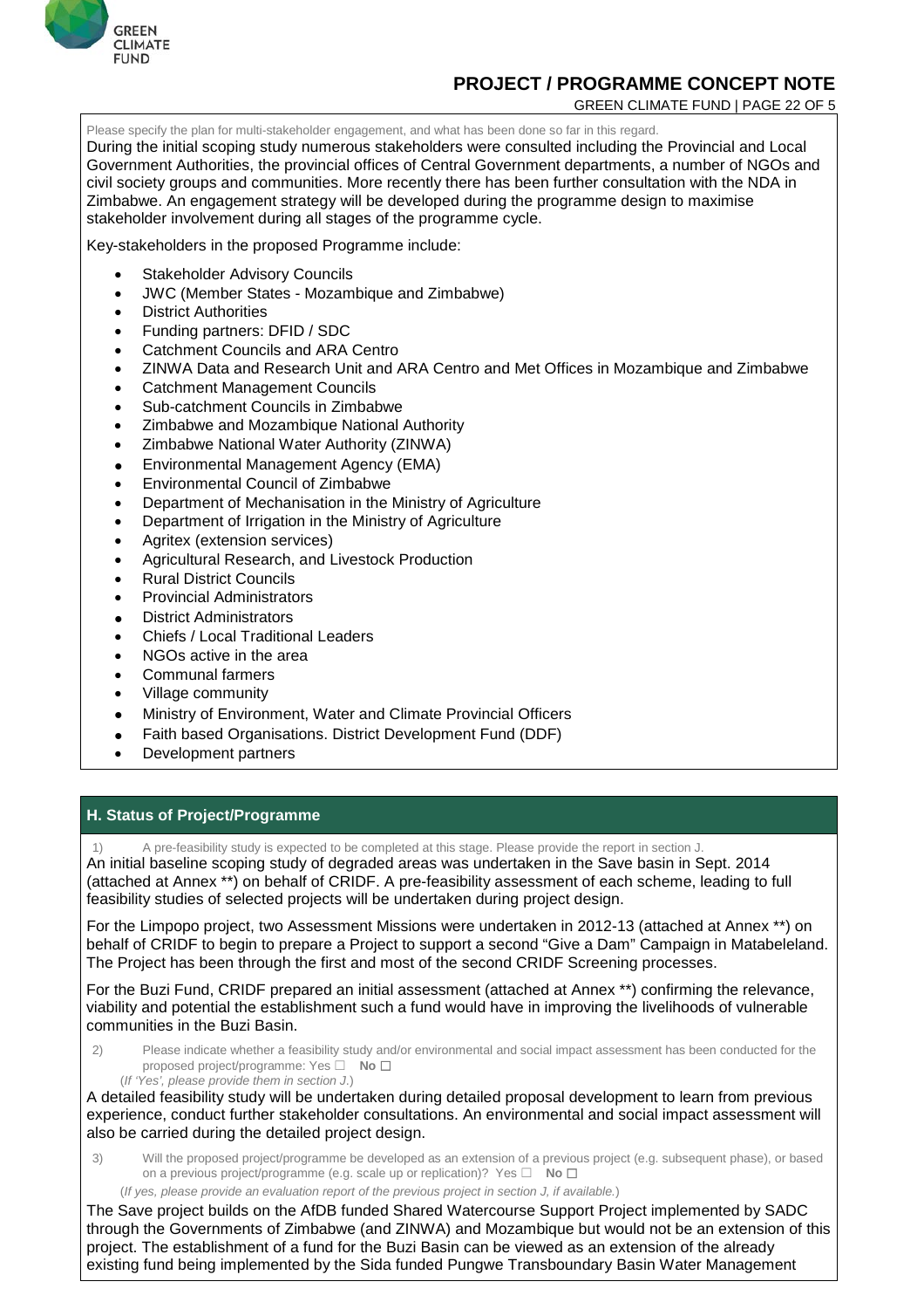Please specify the plan for multi-stakeholder engagement, and what has been done so far in this regard.

During the initial scoping study numerous stakeholders were consulted including the Provincial and Local Government Authorities, the provincial offices of Central Government departments, a number of NGOs and civil society groups and communities. More recently there has been further consultation with the NDA in Zimbabwe. An engagement strategy will be developed during the programme design to maximise stakeholder involvement during all stages of the programme cycle.

Key-stakeholders in the proposed Programme include:

- Stakeholder Advisory Councils
- JWC (Member States - Mozambique and Zimbabwe)
- District Authorities
- Funding partners: DFID / SDC
- Catchment Councils and ARA Centro
- ZINWA Data and Research Unit and ARA Centro and Met Offices in Mozambique and Zimbabwe
- Catchment Management Councils
- Sub-catchment Councils in Zimbabwe
- Zimbabwe and Mozambique National Authority
- Zimbabwe National Water Authority (ZINWA)
- Environmental Management Agency (EMA)
- Environmental Council of Zimbabwe
- Department of Mechanisation in the Ministry of Agriculture
- Department of Irrigation in the Ministry of Agriculture
- Agritex (extension services)
- Agricultural Research, and Livestock Production
- Rural District Councils
- Provincial Administrators
- District Administrators
- Chiefs / Local Traditional Leaders
- NGOs active in the area
- Communal farmers
- Village community
- Ministry of Environment, Water and Climate Provincial Officers
- Faith based Organisations. District Development Fund (DDF)
- Development partners

## H. Status of Project/Programme

1) A pre-feasibility study is expected to be completed at this stage. Please provide the report in section J.

An initial baseline scoping study of degraded areas was undertaken in the Save basin in Sept. 2014 (attached at Annex **) on behalf of CRIDF. A pre-feasibility assessment of each scheme, leading to full feasibility studies of selected projects will be undertaken during project design.

For the Limpopo project, two Assessment Missions were undertaken in 2012-13 (attached at Annex **) on behalf of CRIDF to begin to prepare a Project to support a second "Give a Dam" Campaign in Matabeleland. The Project has been through the first and most of the second CRIDF Screening processes.

For the Buzi Fund, CRIDF prepared an initial assessment (attached at Annex **) confirming the relevance, viability and potential the establishment such a fund would have in improving the livelihoods of vulnerable communities in the Buzi Basin.

2) Please indicate whether a feasibility study and/or environmental and social impact assessment has been conducted for the proposed project/programme: Yes ☐ **No** ☐

(*If 'Yes', please provide them in section J.*)

A detailed feasibility study will be undertaken during detailed proposal development to learn from previous experience, conduct further stakeholder consultations. An environmental and social impact assessment will also be carried during the detailed project design.

3) Will the proposed project/programme be developed as an extension of a previous project (e.g. subsequent phase), or based on a previous project/programme (e.g. scale up or replication)? Yes ☐ **No** ☐

(*If yes, please provide an evaluation report of the previous project in section J, if available.*)

The Save project builds on the AfDB funded Shared Watercourse Support Project implemented by SADC through the Governments of Zimbabwe (and ZINWA) and Mozambique but would not be an extension of this project. The establishment of a fund for the Buzi Basin can be viewed as an extension of the already existing fund being implemented by the Sida funded Pungwe Transboundary Basin Water Management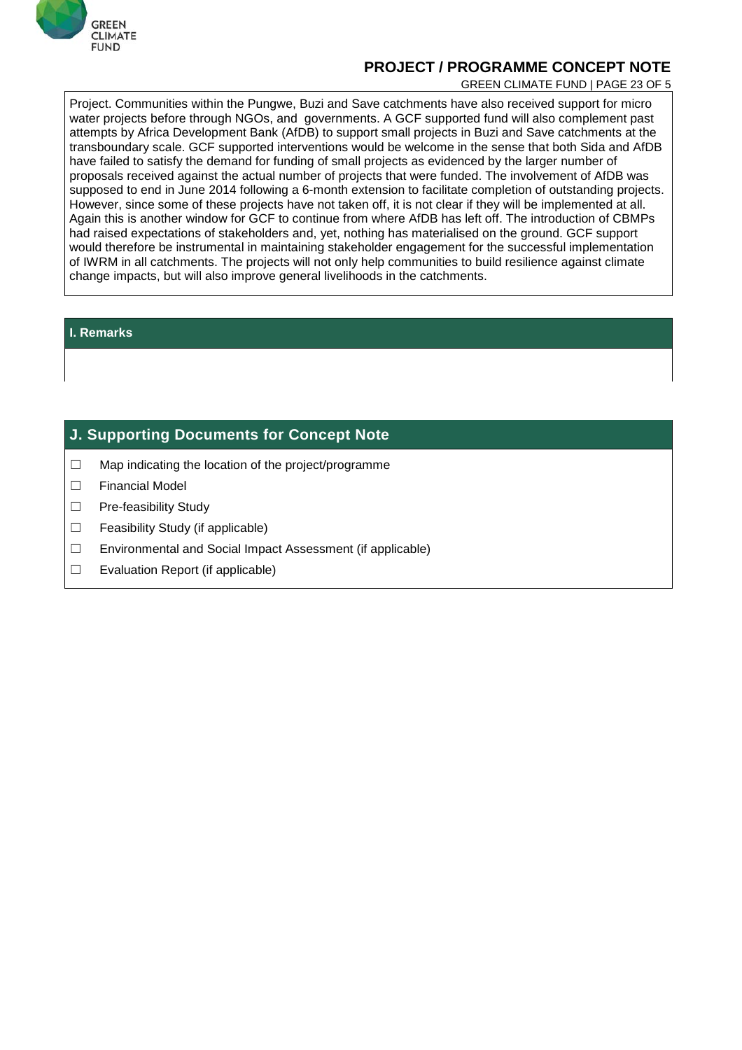Project. Communities within the Pungwe, Buzi and Save catchments have also received support for micro water projects before through NGOs, and governments. A GCF supported fund will also complement past attempts by Africa Development Bank (AfDB) to support small projects in Buzi and Save catchments at the transboundary scale. GCF supported interventions would be welcome in the sense that both Sida and AfDB have failed to satisfy the demand for funding of small projects as evidenced by the larger number of proposals received against the actual number of projects that were funded. The involvement of AfDB was supposed to end in June 2014 following a 6-month extension to facilitate completion of outstanding projects. However, since some of these projects have not taken off, it is not clear if they will be implemented at all. Again this is another window for GCF to continue from where AfDB has left off. The introduction of CBMPs had raised expectations of stakeholders and, yet, nothing has materialised on the ground. GCF support would therefore be instrumental in maintaining stakeholder engagement for the successful implementation of IWRM in all catchments. The projects will not only help communities to build resilience against climate change impacts, but will also improve general livelihoods in the catchments.

## I. Remarks

## J. Supporting Documents for Concept Note

- ☐ Map indicating the location of the project/programme
- ☐ Financial Model
- ☐ Pre-feasibility Study
- ☐ Feasibility Study (if applicable)
- ☐ Environmental and Social Impact Assessment (if applicable)
- ☐ Evaluation Report (if applicable)